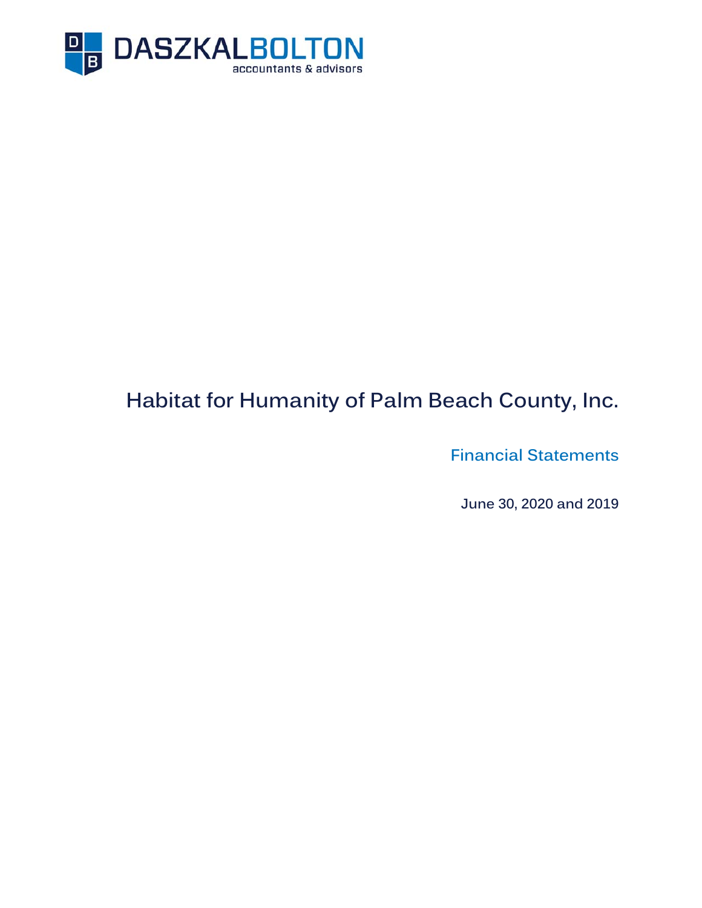DASZKALBOLTON
accountants & advisors

# Habitat for Humanity of Palm Beach County, Inc.

## Financial Statements

June 30, 2020 and 2019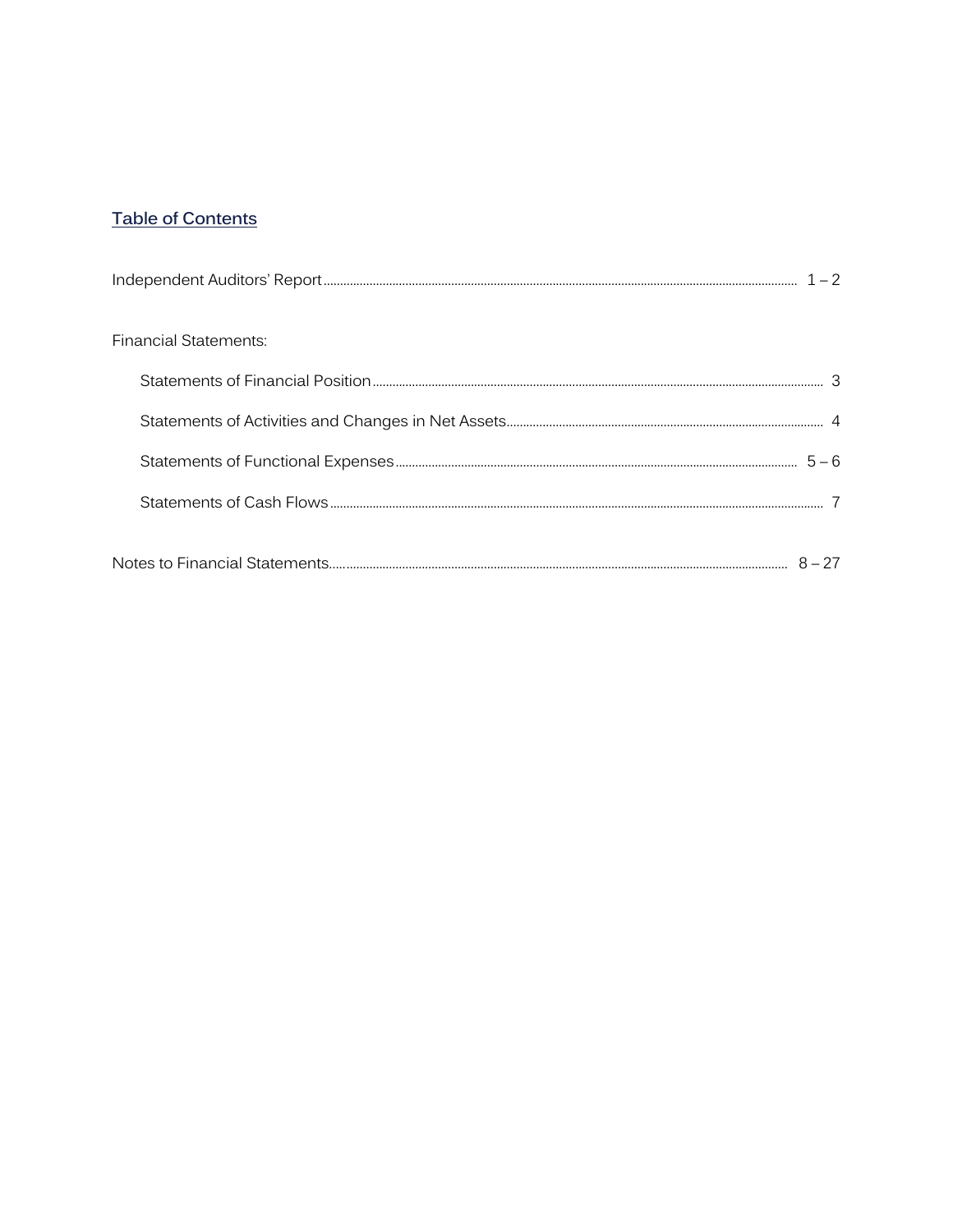## Table of Contents

| | |
|---|---|
| Independent Auditors' Report | 1 – 2 |
| Financial Statements: | |
| Statements of Financial Position | 3 |
| Statements of Activities and Changes in Net Assets | 4 |
| Statements of Functional Expenses | 5 – 6 |
| Statements of Cash Flows | 7 |
| Notes to Financial Statements | 8 – 27 |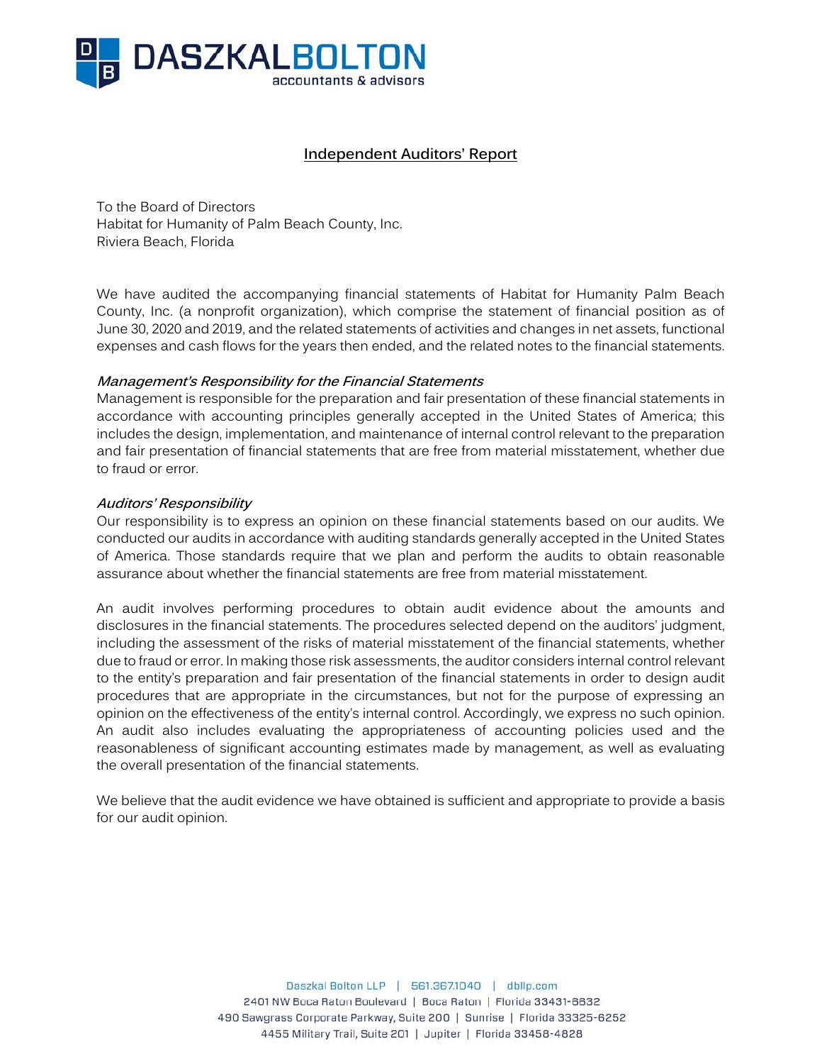## Independent Auditors' Report

To the Board of Directors
Habitat for Humanity of Palm Beach County, Inc.
Riviera Beach, Florida

We have audited the accompanying financial statements of Habitat for Humanity Palm Beach County, Inc. (a nonprofit organization), which comprise the statement of financial position as of June 30, 2020 and 2019, and the related statements of activities and changes in net assets, functional expenses and cash flows for the years then ended, and the related notes to the financial statements.

***Management's Responsibility for the Financial Statements***
Management is responsible for the preparation and fair presentation of these financial statements in accordance with accounting principles generally accepted in the United States of America; this includes the design, implementation, and maintenance of internal control relevant to the preparation and fair presentation of financial statements that are free from material misstatement, whether due to fraud or error.

***Auditors' Responsibility***
Our responsibility is to express an opinion on these financial statements based on our audits. We conducted our audits in accordance with auditing standards generally accepted in the United States of America. Those standards require that we plan and perform the audits to obtain reasonable assurance about whether the financial statements are free from material misstatement.

An audit involves performing procedures to obtain audit evidence about the amounts and disclosures in the financial statements. The procedures selected depend on the auditors' judgment, including the assessment of the risks of material misstatement of the financial statements, whether due to fraud or error. In making those risk assessments, the auditor considers internal control relevant to the entity's preparation and fair presentation of the financial statements in order to design audit procedures that are appropriate in the circumstances, but not for the purpose of expressing an opinion on the effectiveness of the entity's internal control. Accordingly, we express no such opinion. An audit also includes evaluating the appropriateness of accounting policies used and the reasonableness of significant accounting estimates made by management, as well as evaluating the overall presentation of the financial statements.

We believe that the audit evidence we have obtained is sufficient and appropriate to provide a basis for our audit opinion.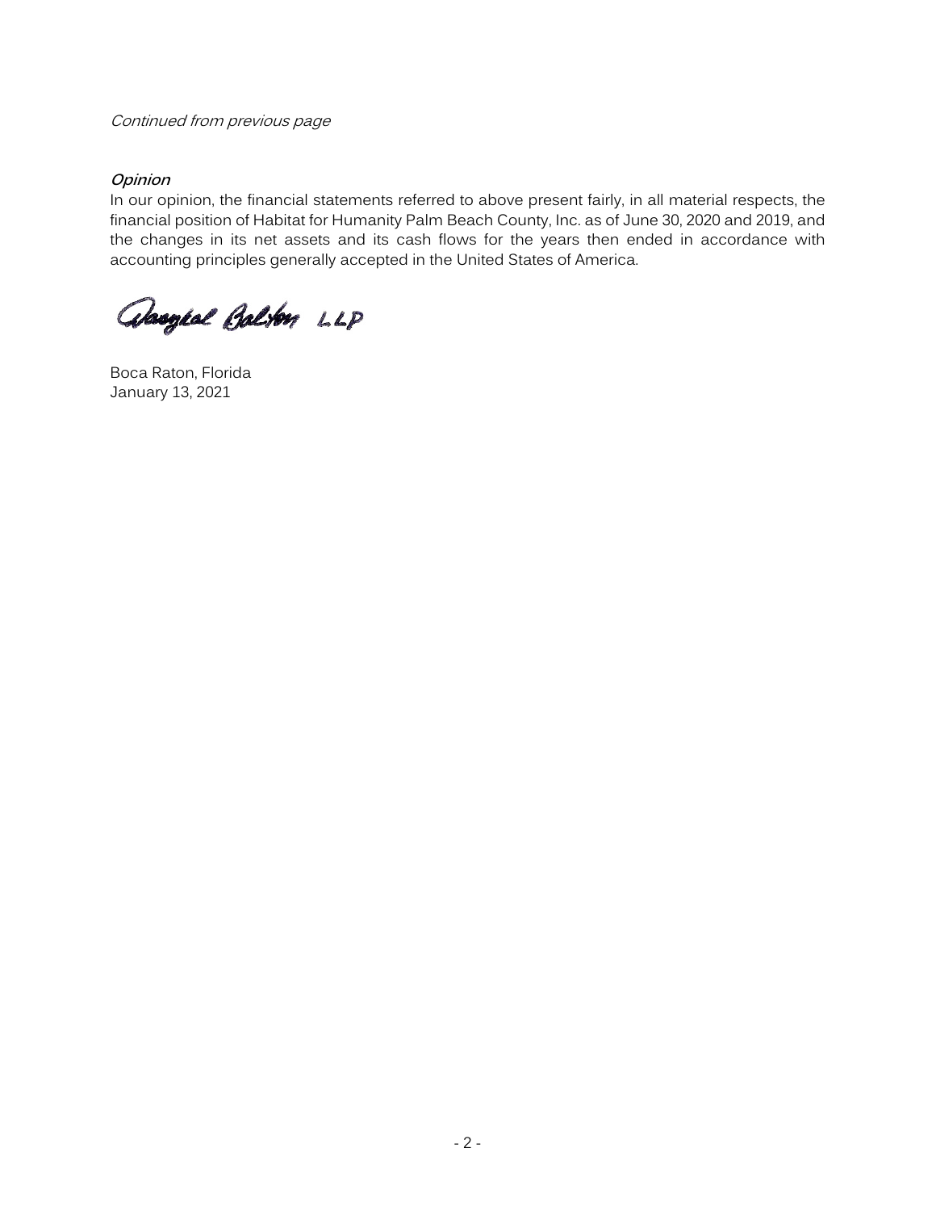*Continued from previous page*

***Opinion***

In our opinion, the financial statements referred to above present fairly, in all material respects, the financial position of Habitat for Humanity Palm Beach County, Inc. as of June 30, 2020 and 2019, and the changes in its net assets and its cash flows for the years then ended in accordance with accounting principles generally accepted in the United States of America.

Daszkal Bolton LLP

Boca Raton, Florida
January 13, 2021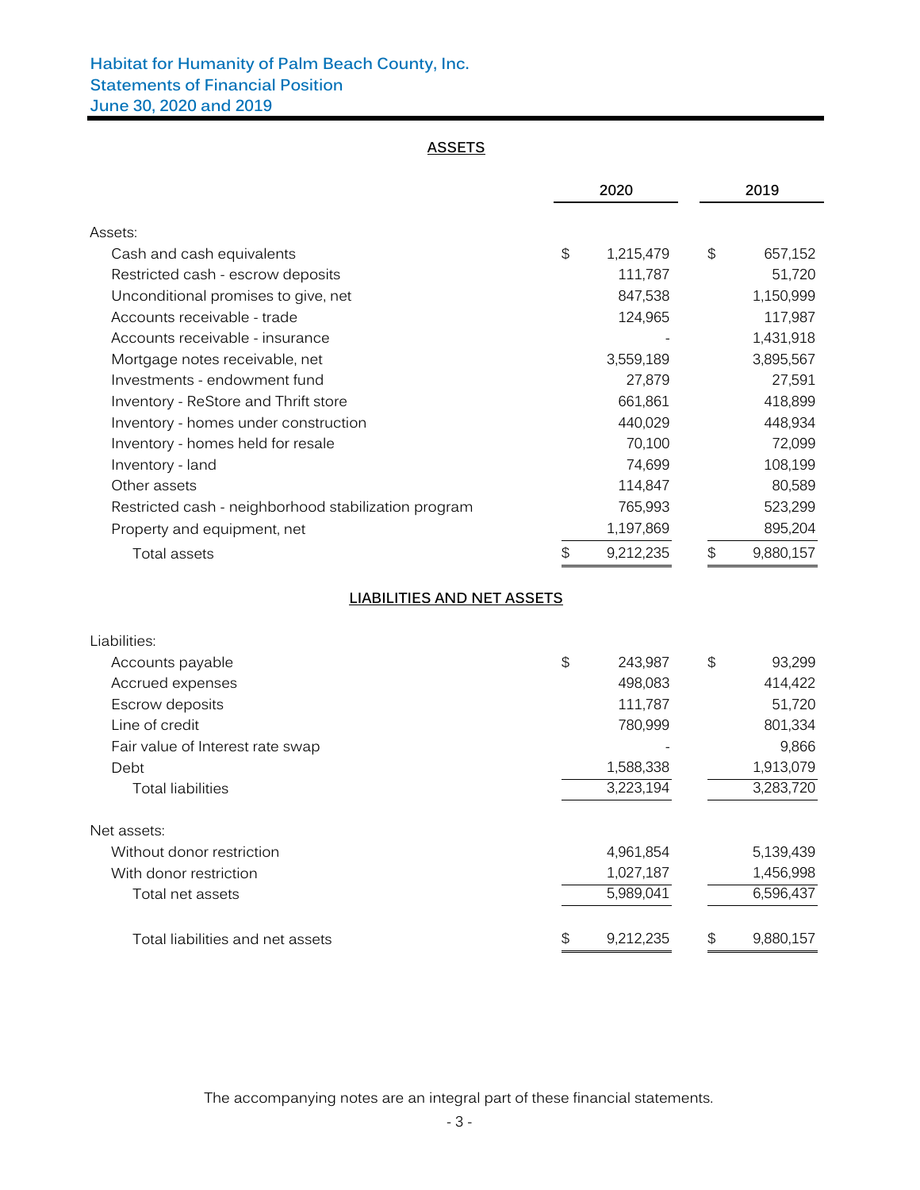# Habitat for Humanity of Palm Beach County, Inc.
## Statements of Financial Position
## June 30, 2020 and 2019

**ASSETS**

| | 2020 | 2019 |
|---|---|---|
| Assets: | | |
| Cash and cash equivalents | $ 1,215,479 | $ 657,152 |
| Restricted cash - escrow deposits | 111,787 | 51,720 |
| Unconditional promises to give, net | 847,538 | 1,150,999 |
| Accounts receivable - trade | 124,965 | 117,987 |
| Accounts receivable - insurance | - | 1,431,918 |
| Mortgage notes receivable, net | 3,559,189 | 3,895,567 |
| Investments - endowment fund | 27,879 | 27,591 |
| Inventory - ReStore and Thrift store | 661,861 | 418,899 |
| Inventory - homes under construction | 440,029 | 448,934 |
| Inventory - homes held for resale | 70,100 | 72,099 |
| Inventory - land | 74,699 | 108,199 |
| Other assets | 114,847 | 80,589 |
| Restricted cash - neighborhood stabilization program | 765,993 | 523,299 |
| Property and equipment, net | 1,197,869 | 895,204 |
| Total assets | $ 9,212,235 | $ 9,880,157 |

**LIABILITIES AND NET ASSETS**

| | 2020 | 2019 |
|---|---|---|
| Liabilities: | | |
| Accounts payable | $ 243,987 | $ 93,299 |
| Accrued expenses | 498,083 | 414,422 |
| Escrow deposits | 111,787 | 51,720 |
| Line of credit | 780,999 | 801,334 |
| Fair value of Interest rate swap | - | 9,866 |
| Debt | 1,588,338 | 1,913,079 |
| Total liabilities | 3,223,194 | 3,283,720 |
| Net assets: | | |
| Without donor restriction | 4,961,854 | 5,139,439 |
| With donor restriction | 1,027,187 | 1,456,998 |
| Total net assets | 5,989,041 | 6,596,437 |
| Total liabilities and net assets | $ 9,212,235 | $ 9,880,157 |

The accompanying notes are an integral part of these financial statements.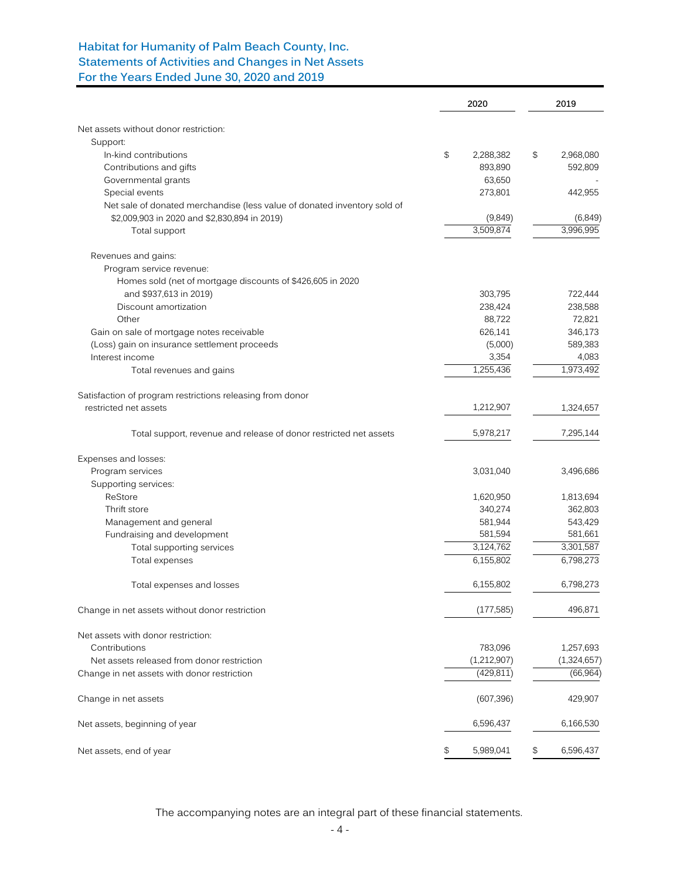# Habitat for Humanity of Palm Beach County, Inc.
## Statements of Activities and Changes in Net Assets
## For the Years Ended June 30, 2020 and 2019

| | 2020 | 2019 |
|---|---|---|
| Net assets without donor restriction: | | |
| Support: | | |
| In-kind contributions | $ 2,288,382 | $ 2,968,080 |
| Contributions and gifts | 893,890 | 592,809 |
| Governmental grants | 63,650 | - |
| Special events | 273,801 | 442,955 |
| Net sale of donated merchandise (less value of donated inventory sold of $2,009,903 in 2020 and $2,830,894 in 2019) | (9,849) | (6,849) |
| Total support | 3,509,874 | 3,996,995 |
| Revenues and gains: | | |
| Program service revenue: | | |
| Homes sold (net of mortgage discounts of $426,605 in 2020 and $937,613 in 2019) | 303,795 | 722,444 |
| Discount amortization | 238,424 | 238,588 |
| Other | 88,722 | 72,821 |
| Gain on sale of mortgage notes receivable | 626,141 | 346,173 |
| (Loss) gain on insurance settlement proceeds | (5,000) | 589,383 |
| Interest income | 3,354 | 4,083 |
| Total revenues and gains | 1,255,436 | 1,973,492 |
| Satisfaction of program restrictions releasing from donor restricted net assets | 1,212,907 | 1,324,657 |
| Total support, revenue and release of donor restricted net assets | 5,978,217 | 7,295,144 |
| Expenses and losses: | | |
| Program services | 3,031,040 | 3,496,686 |
| Supporting services: | | |
| ReStore | 1,620,950 | 1,813,694 |
| Thrift store | 340,274 | 362,803 |
| Management and general | 581,944 | 543,429 |
| Fundraising and development | 581,594 | 581,661 |
| Total supporting services | 3,124,762 | 3,301,587 |
| Total expenses | 6,155,802 | 6,798,273 |
| Total expenses and losses | 6,155,802 | 6,798,273 |
| Change in net assets without donor restriction | (177,585) | 496,871 |
| Net assets with donor restriction: | | |
| Contributions | 783,096 | 1,257,693 |
| Net assets released from donor restriction | (1,212,907) | (1,324,657) |
| Change in net assets with donor restriction | (429,811) | (66,964) |
| Change in net assets | (607,396) | 429,907 |
| Net assets, beginning of year | 6,596,437 | 6,166,530 |
| Net assets, end of year | $ 5,989,041 | $ 6,596,437 |

The accompanying notes are an integral part of these financial statements.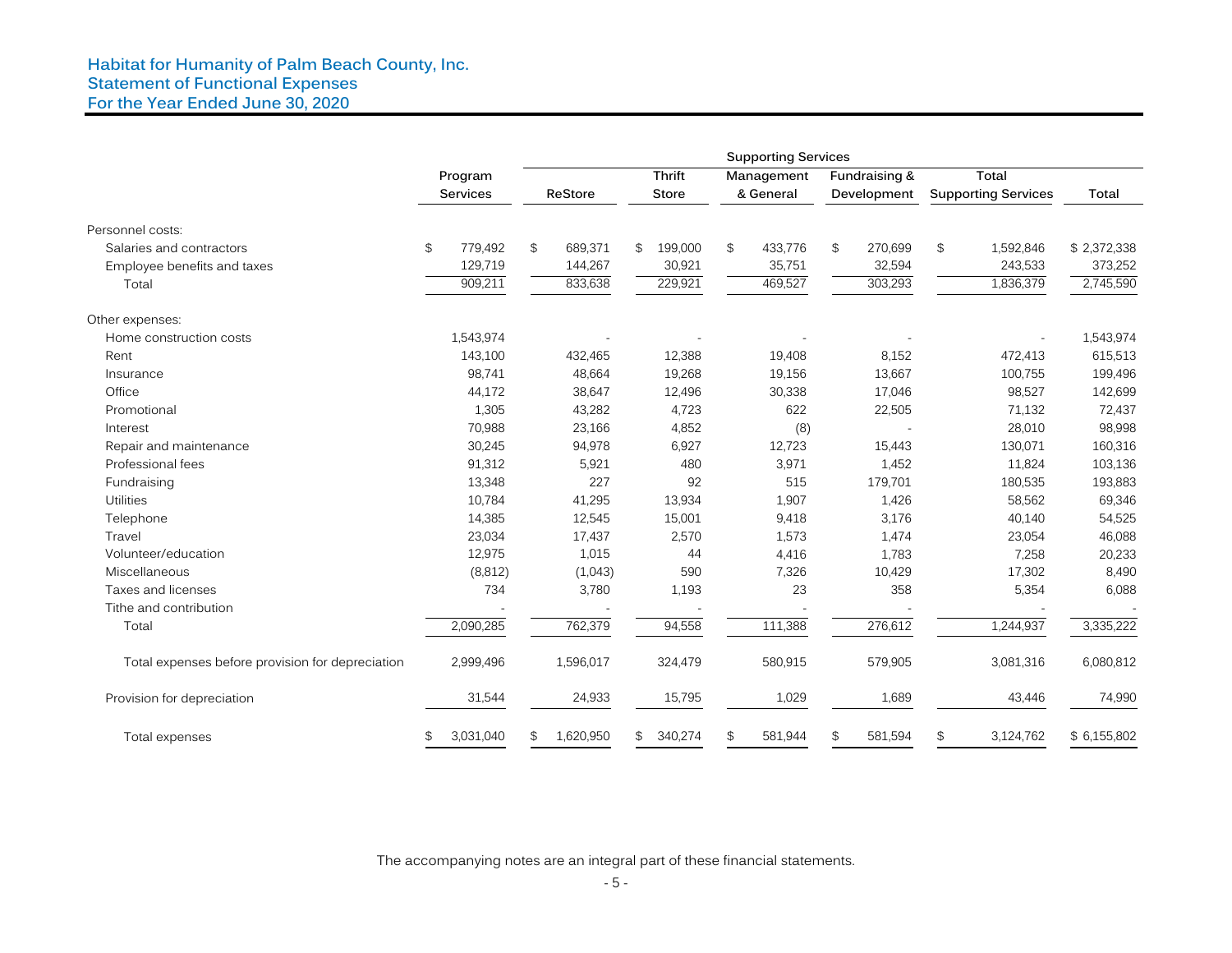# Habitat for Humanity of Palm Beach County, Inc.
## Statement of Functional Expenses
## For the Year Ended June 30, 2020

| | Program Services | Supporting Services | | | | | | |
|---|---|---|---|---|---|---|---|---|
| | | ReStore | Thrift Store | Management & General | Fundraising & Development | Total Supporting Services | Total |
| **Personnel costs:** | | | | | | | |
| Salaries and contractors | $ 779,492 | $ 689,371 | $ 199,000 | $ 433,776 | $ 270,699 | $ 1,592,846 | $ 2,372,338 |
| Employee benefits and taxes | 129,719 | 144,267 | 30,921 | 35,751 | 32,594 | 243,533 | 373,252 |
| Total | 909,211 | 833,638 | 229,921 | 469,527 | 303,293 | 1,836,379 | 2,745,590 |
| **Other expenses:** | | | | | | | |
| Home construction costs | 1,543,974 | - | - | - | - | - | 1,543,974 |
| Rent | 143,100 | 432,465 | 12,388 | 19,408 | 8,152 | 472,413 | 615,513 |
| Insurance | 98,741 | 48,664 | 19,268 | 19,156 | 13,667 | 100,755 | 199,496 |
| Office | 44,172 | 38,647 | 12,496 | 30,338 | 17,046 | 98,527 | 142,699 |
| Promotional | 1,305 | 43,282 | 4,723 | 622 | 22,505 | 71,132 | 72,437 |
| Interest | 70,988 | 23,166 | 4,852 | (8) | - | 28,010 | 98,998 |
| Repair and maintenance | 30,245 | 94,978 | 6,927 | 12,723 | 15,443 | 130,071 | 160,316 |
| Professional fees | 91,312 | 5,921 | 480 | 3,971 | 1,452 | 11,824 | 103,136 |
| Fundraising | 13,348 | 227 | 92 | 515 | 179,701 | 180,535 | 193,883 |
| Utilities | 10,784 | 41,295 | 13,934 | 1,907 | 1,426 | 58,562 | 69,346 |
| Telephone | 14,385 | 12,545 | 15,001 | 9,418 | 3,176 | 40,140 | 54,525 |
| Travel | 23,034 | 17,437 | 2,570 | 1,573 | 1,474 | 23,054 | 46,088 |
| Volunteer/education | 12,975 | 1,015 | 44 | 4,416 | 1,783 | 7,258 | 20,233 |
| Miscellaneous | (8,812) | (1,043) | 590 | 7,326 | 10,429 | 17,302 | 8,490 |
| Taxes and licenses | 734 | 3,780 | 1,193 | 23 | 358 | 5,354 | 6,088 |
| Tithe and contribution | - | - | - | - | - | - | - |
| Total | 2,090,285 | 762,379 | 94,558 | 111,388 | 276,612 | 1,244,937 | 3,335,222 |
| Total expenses before provision for depreciation | 2,999,496 | 1,596,017 | 324,479 | 580,915 | 579,905 | 3,081,316 | 6,080,812 |
| Provision for depreciation | 31,544 | 24,933 | 15,795 | 1,029 | 1,689 | 43,446 | 74,990 |
| Total expenses | $ 3,031,040 | $ 1,620,950 | $ 340,274 | $ 581,944 | $ 581,594 | $ 3,124,762 | $ 6,155,802 |

The accompanying notes are an integral part of these financial statements.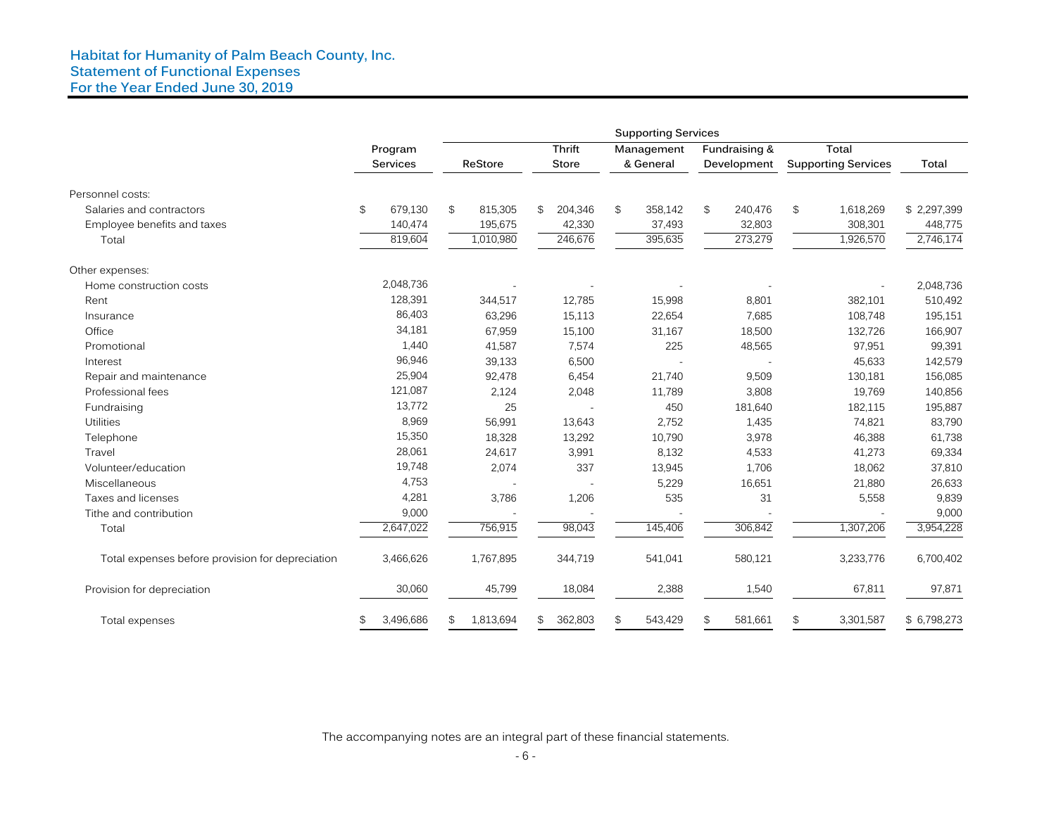# Habitat for Humanity of Palm Beach County, Inc.
## Statement of Functional Expenses
### For the Year Ended June 30, 2019

| | Program Services | Supporting Services | | | | | | Total |
|---|---|---|---|---|---|---|---|---|
| | | ReStore | Thrift Store | Management & General | Fundraising & Development | Total Supporting Services | | |
| **Personnel costs:** | | | | | | | | |
| Salaries and contractors | $ 679,130 | $ 815,305 | $ 204,346 | $ 358,142 | $ 240,476 | $ 1,618,269 | | $ 2,297,399 |
| Employee benefits and taxes | 140,474 | 195,675 | 42,330 | 37,493 | 32,803 | 308,301 | | 448,775 |
| Total | 819,604 | 1,010,980 | 246,676 | 395,635 | 273,279 | 1,926,570 | | 2,746,174 |
| **Other expenses:** | | | | | | | | |
| Home construction costs | 2,048,736 | - | - | - | - | - | | 2,048,736 |
| Rent | 128,391 | 344,517 | 12,785 | 15,998 | 8,801 | 382,101 | | 510,492 |
| Insurance | 86,403 | 63,296 | 15,113 | 22,654 | 7,685 | 108,748 | | 195,151 |
| Office | 34,181 | 67,959 | 15,100 | 31,167 | 18,500 | 132,726 | | 166,907 |
| Promotional | 1,440 | 41,587 | 7,574 | 225 | 48,565 | 97,951 | | 99,391 |
| Interest | 96,946 | 39,133 | 6,500 | - | - | 45,633 | | 142,579 |
| Repair and maintenance | 25,904 | 92,478 | 6,454 | 21,740 | 9,509 | 130,181 | | 156,085 |
| Professional fees | 121,087 | 2,124 | 2,048 | 11,789 | 3,808 | 19,769 | | 140,856 |
| Fundraising | 13,772 | 25 | - | 450 | 181,640 | 182,115 | | 195,887 |
| Utilities | 8,969 | 56,991 | 13,643 | 2,752 | 1,435 | 74,821 | | 83,790 |
| Telephone | 15,350 | 18,328 | 13,292 | 10,790 | 3,978 | 46,388 | | 61,738 |
| Travel | 28,061 | 24,617 | 3,991 | 8,132 | 4,533 | 41,273 | | 69,334 |
| Volunteer/education | 19,748 | 2,074 | 337 | 13,945 | 1,706 | 18,062 | | 37,810 |
| Miscellaneous | 4,753 | - | - | 5,229 | 16,651 | 21,880 | | 26,633 |
| Taxes and licenses | 4,281 | 3,786 | 1,206 | 535 | 31 | 5,558 | | 9,839 |
| Tithe and contribution | 9,000 | - | - | - | - | - | | 9,000 |
| Total | 2,647,022 | 756,915 | 98,043 | 145,406 | 306,842 | 1,307,206 | | 3,954,228 |
| Total expenses before provision for depreciation | 3,466,626 | 1,767,895 | 344,719 | 541,041 | 580,121 | 3,233,776 | | 6,700,402 |
| Provision for depreciation | 30,060 | 45,799 | 18,084 | 2,388 | 1,540 | 67,811 | | 97,871 |
| Total expenses | $ 3,496,686 | $ 1,813,694 | $ 362,803 | $ 543,429 | $ 581,661 | $ 3,301,587 | | $ 6,798,273 |

The accompanying notes are an integral part of these financial statements.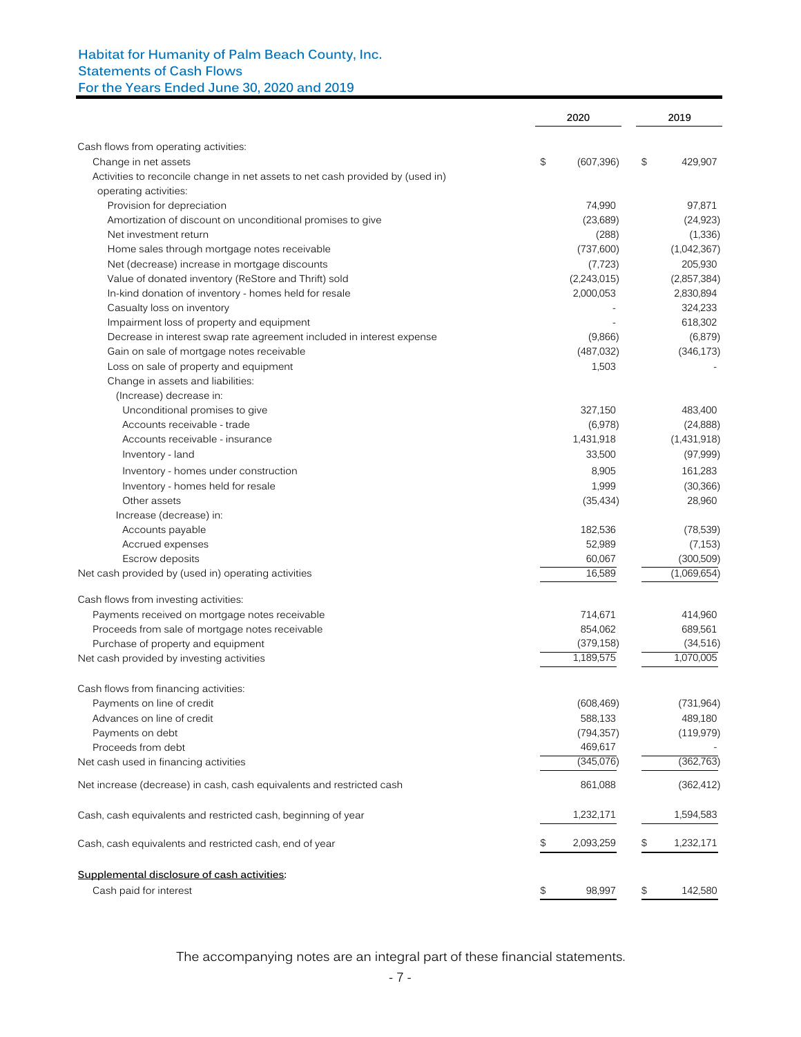# Habitat for Humanity of Palm Beach County, Inc.
## Statements of Cash Flows
### For the Years Ended June 30, 2020 and 2019

| | 2020 | 2019 |
|---|---|---|
| Cash flows from operating activities: | | |
| Change in net assets | $ (607,396) | $ 429,907 |
| Activities to reconcile change in net assets to net cash provided by (used in) operating activities: | | |
| Provision for depreciation | 74,990 | 97,871 |
| Amortization of discount on unconditional promises to give | (23,689) | (24,923) |
| Net investment return | (288) | (1,336) |
| Home sales through mortgage notes receivable | (737,600) | (1,042,367) |
| Net (decrease) increase in mortgage discounts | (7,723) | 205,930 |
| Value of donated inventory (ReStore and Thrift) sold | (2,243,015) | (2,857,384) |
| In-kind donation of inventory - homes held for resale | 2,000,053 | 2,830,894 |
| Casualty loss on inventory | - | 324,233 |
| Impairment loss of property and equipment | - | 618,302 |
| Decrease in interest swap rate agreement included in interest expense | (9,866) | (6,879) |
| Gain on sale of mortgage notes receivable | (487,032) | (346,173) |
| Loss on sale of property and equipment | 1,503 | - |
| Change in assets and liabilities: | | |
| (Increase) decrease in: | | |
| Unconditional promises to give | 327,150 | 483,400 |
| Accounts receivable - trade | (6,978) | (24,888) |
| Accounts receivable - insurance | 1,431,918 | (1,431,918) |
| Inventory - land | 33,500 | (97,999) |
| Inventory - homes under construction | 8,905 | 161,283 |
| Inventory - homes held for resale | 1,999 | (30,366) |
| Other assets | (35,434) | 28,960 |
| Increase (decrease) in: | | |
| Accounts payable | 182,536 | (78,539) |
| Accrued expenses | 52,989 | (7,153) |
| Escrow deposits | 60,067 | (300,509) |
| Net cash provided by (used in) operating activities | 16,589 | (1,069,654) |
| Cash flows from investing activities: | | |
| Payments received on mortgage notes receivable | 714,671 | 414,960 |
| Proceeds from sale of mortgage notes receivable | 854,062 | 689,561 |
| Purchase of property and equipment | (379,158) | (34,516) |
| Net cash provided by investing activities | 1,189,575 | 1,070,005 |
| Cash flows from financing activities: | | |
| Payments on line of credit | (608,469) | (731,964) |
| Advances on line of credit | 588,133 | 489,180 |
| Payments on debt | (794,357) | (119,979) |
| Proceeds from debt | 469,617 | - |
| Net cash used in financing activities | (345,076) | (362,763) |
| Net increase (decrease) in cash, cash equivalents and restricted cash | 861,088 | (362,412) |
| Cash, cash equivalents and restricted cash, beginning of year | 1,232,171 | 1,594,583 |
| Cash, cash equivalents and restricted cash, end of year | $ 2,093,259 | $ 1,232,171 |
| **Supplemental disclosure of cash activities:** | | |
| Cash paid for interest | $ 98,997 | $ 142,580 |

The accompanying notes are an integral part of these financial statements.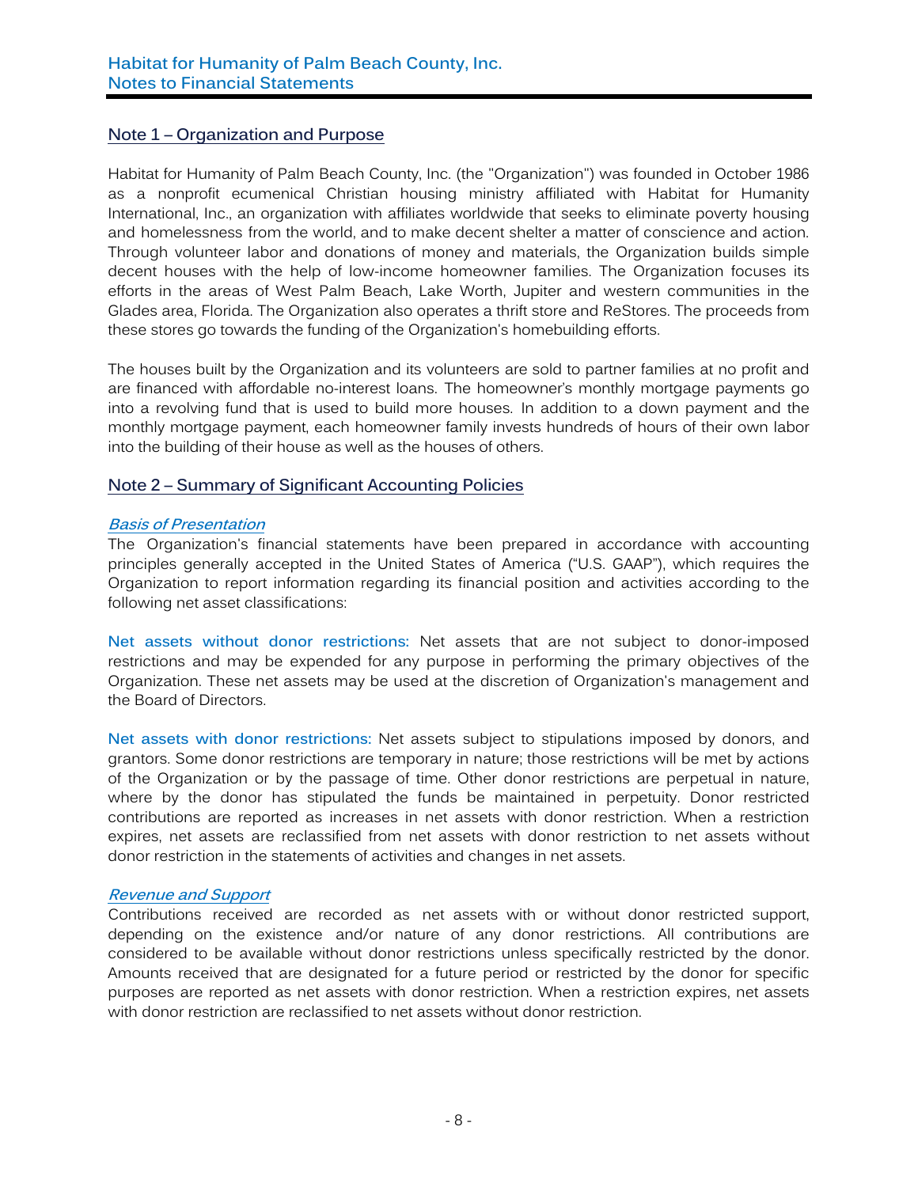## Note 1 – Organization and Purpose

Habitat for Humanity of Palm Beach County, Inc. (the "Organization") was founded in October 1986 as a nonprofit ecumenical Christian housing ministry affiliated with Habitat for Humanity International, Inc., an organization with affiliates worldwide that seeks to eliminate poverty housing and homelessness from the world, and to make decent shelter a matter of conscience and action. Through volunteer labor and donations of money and materials, the Organization builds simple decent houses with the help of low-income homeowner families. The Organization focuses its efforts in the areas of West Palm Beach, Lake Worth, Jupiter and western communities in the Glades area, Florida. The Organization also operates a thrift store and ReStores. The proceeds from these stores go towards the funding of the Organization's homebuilding efforts.

The houses built by the Organization and its volunteers are sold to partner families at no profit and are financed with affordable no-interest loans. The homeowner's monthly mortgage payments go into a revolving fund that is used to build more houses. In addition to a down payment and the monthly mortgage payment, each homeowner family invests hundreds of hours of their own labor into the building of their house as well as the houses of others.

## Note 2 – Summary of Significant Accounting Policies

### *Basis of Presentation*

The Organization's financial statements have been prepared in accordance with accounting principles generally accepted in the United States of America ("U.S. GAAP"), which requires the Organization to report information regarding its financial position and activities according to the following net asset classifications:

**Net assets without donor restrictions:** Net assets that are not subject to donor-imposed restrictions and may be expended for any purpose in performing the primary objectives of the Organization. These net assets may be used at the discretion of Organization's management and the Board of Directors.

**Net assets with donor restrictions:** Net assets subject to stipulations imposed by donors, and grantors. Some donor restrictions are temporary in nature; those restrictions will be met by actions of the Organization or by the passage of time. Other donor restrictions are perpetual in nature, where by the donor has stipulated the funds be maintained in perpetuity. Donor restricted contributions are reported as increases in net assets with donor restriction. When a restriction expires, net assets are reclassified from net assets with donor restriction to net assets without donor restriction in the statements of activities and changes in net assets.

### *Revenue and Support*

Contributions received are recorded as net assets with or without donor restricted support, depending on the existence and/or nature of any donor restrictions. All contributions are considered to be available without donor restrictions unless specifically restricted by the donor. Amounts received that are designated for a future period or restricted by the donor for specific purposes are reported as net assets with donor restriction. When a restriction expires, net assets with donor restriction are reclassified to net assets without donor restriction.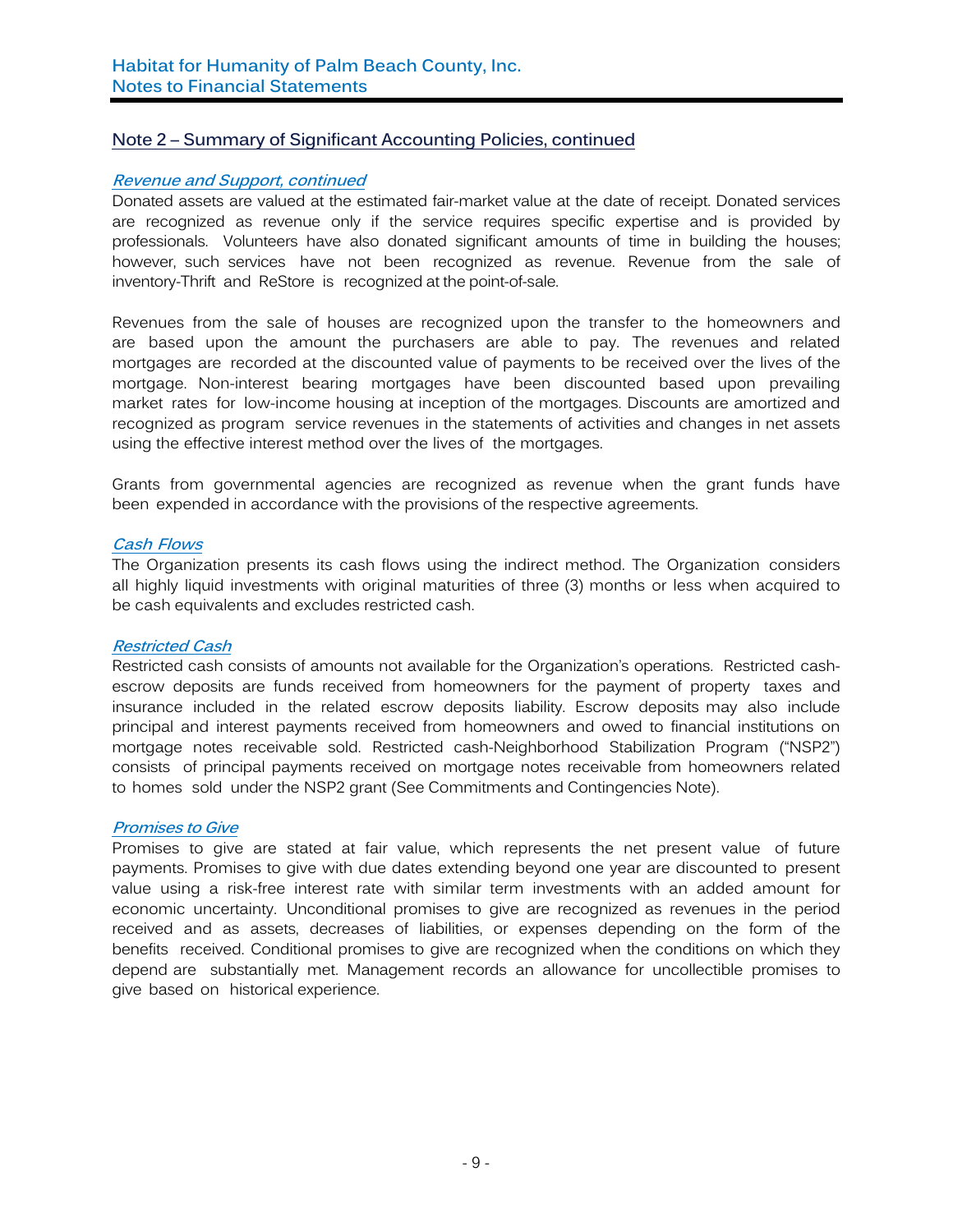## Note 2 – Summary of Significant Accounting Policies, continued

### *Revenue and Support, continued*

Donated assets are valued at the estimated fair-market value at the date of receipt. Donated services are recognized as revenue only if the service requires specific expertise and is provided by professionals. Volunteers have also donated significant amounts of time in building the houses; however, such services have not been recognized as revenue. Revenue from the sale of inventory-Thrift and ReStore is recognized at the point-of-sale.

Revenues from the sale of houses are recognized upon the transfer to the homeowners and are based upon the amount the purchasers are able to pay. The revenues and related mortgages are recorded at the discounted value of payments to be received over the lives of the mortgage. Non-interest bearing mortgages have been discounted based upon prevailing market rates for low-income housing at inception of the mortgages. Discounts are amortized and recognized as program service revenues in the statements of activities and changes in net assets using the effective interest method over the lives of the mortgages.

Grants from governmental agencies are recognized as revenue when the grant funds have been expended in accordance with the provisions of the respective agreements.

### *Cash Flows*

The Organization presents its cash flows using the indirect method. The Organization considers all highly liquid investments with original maturities of three (3) months or less when acquired to be cash equivalents and excludes restricted cash.

### *Restricted Cash*

Restricted cash consists of amounts not available for the Organization's operations. Restricted cash-escrow deposits are funds received from homeowners for the payment of property taxes and insurance included in the related escrow deposits liability. Escrow deposits may also include principal and interest payments received from homeowners and owed to financial institutions on mortgage notes receivable sold. Restricted cash-Neighborhood Stabilization Program ("NSP2") consists of principal payments received on mortgage notes receivable from homeowners related to homes sold under the NSP2 grant (See Commitments and Contingencies Note).

### *Promises to Give*

Promises to give are stated at fair value, which represents the net present value of future payments. Promises to give with due dates extending beyond one year are discounted to present value using a risk-free interest rate with similar term investments with an added amount for economic uncertainty. Unconditional promises to give are recognized as revenues in the period received and as assets, decreases of liabilities, or expenses depending on the form of the benefits received. Conditional promises to give are recognized when the conditions on which they depend are substantially met. Management records an allowance for uncollectible promises to give based on historical experience.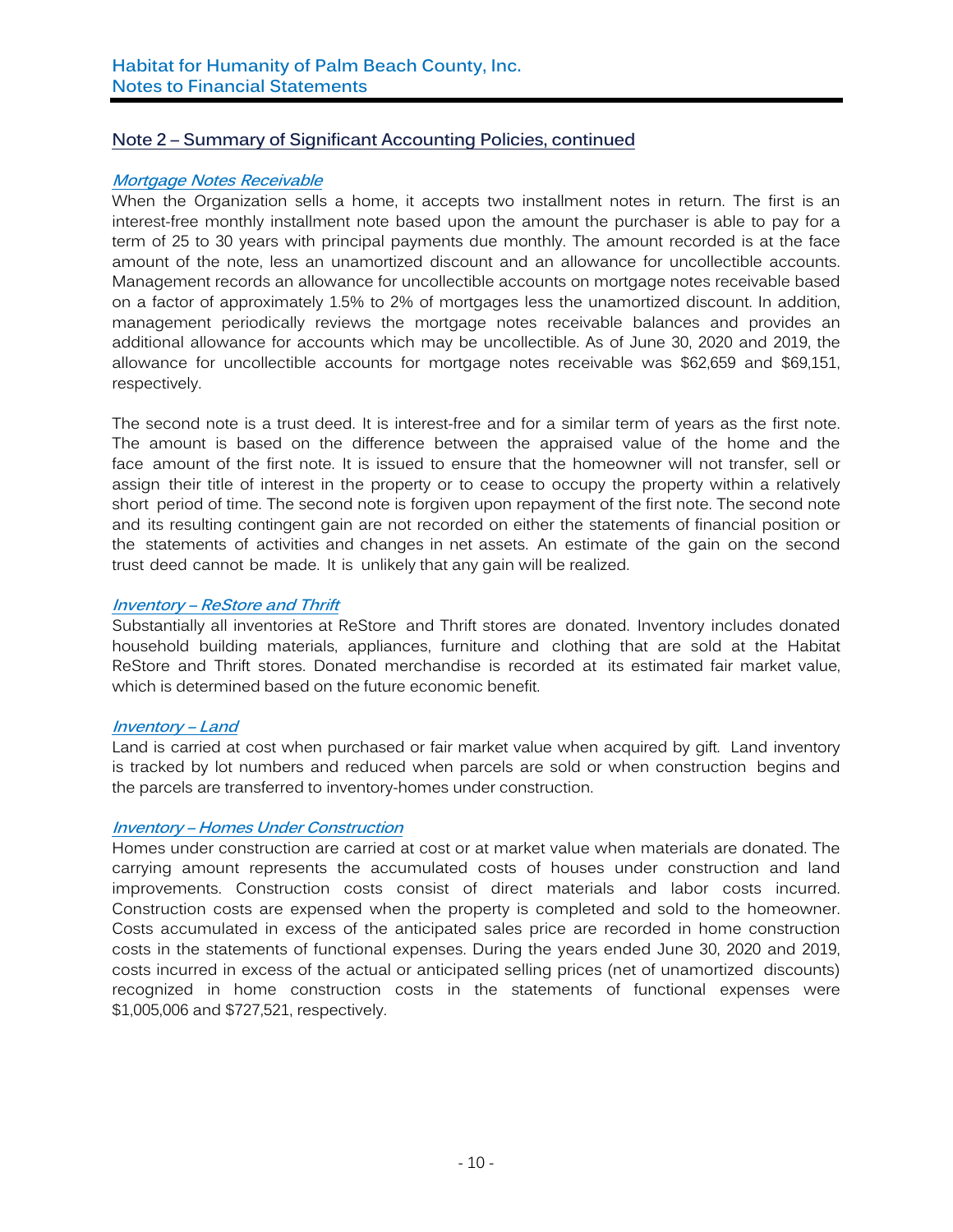## Note 2 – Summary of Significant Accounting Policies, continued

### *Mortgage Notes Receivable*

When the Organization sells a home, it accepts two installment notes in return. The first is an interest-free monthly installment note based upon the amount the purchaser is able to pay for a term of 25 to 30 years with principal payments due monthly. The amount recorded is at the face amount of the note, less an unamortized discount and an allowance for uncollectible accounts. Management records an allowance for uncollectible accounts on mortgage notes receivable based on a factor of approximately 1.5% to 2% of mortgages less the unamortized discount. In addition, management periodically reviews the mortgage notes receivable balances and provides an additional allowance for accounts which may be uncollectible. As of June 30, 2020 and 2019, the allowance for uncollectible accounts for mortgage notes receivable was $62,659 and $69,151, respectively.

The second note is a trust deed. It is interest-free and for a similar term of years as the first note. The amount is based on the difference between the appraised value of the home and the face amount of the first note. It is issued to ensure that the homeowner will not transfer, sell or assign their title of interest in the property or to cease to occupy the property within a relatively short period of time. The second note is forgiven upon repayment of the first note. The second note and its resulting contingent gain are not recorded on either the statements of financial position or the statements of activities and changes in net assets. An estimate of the gain on the second trust deed cannot be made. It is unlikely that any gain will be realized.

### *Inventory – ReStore and Thrift*

Substantially all inventories at ReStore and Thrift stores are donated. Inventory includes donated household building materials, appliances, furniture and clothing that are sold at the Habitat ReStore and Thrift stores. Donated merchandise is recorded at its estimated fair market value, which is determined based on the future economic benefit.

### *Inventory – Land*

Land is carried at cost when purchased or fair market value when acquired by gift. Land inventory is tracked by lot numbers and reduced when parcels are sold or when construction begins and the parcels are transferred to inventory-homes under construction.

### *Inventory – Homes Under Construction*

Homes under construction are carried at cost or at market value when materials are donated. The carrying amount represents the accumulated costs of houses under construction and land improvements. Construction costs consist of direct materials and labor costs incurred. Construction costs are expensed when the property is completed and sold to the homeowner. Costs accumulated in excess of the anticipated sales price are recorded in home construction costs in the statements of functional expenses. During the years ended June 30, 2020 and 2019, costs incurred in excess of the actual or anticipated selling prices (net of unamortized discounts) recognized in home construction costs in the statements of functional expenses were $1,005,006 and $727,521, respectively.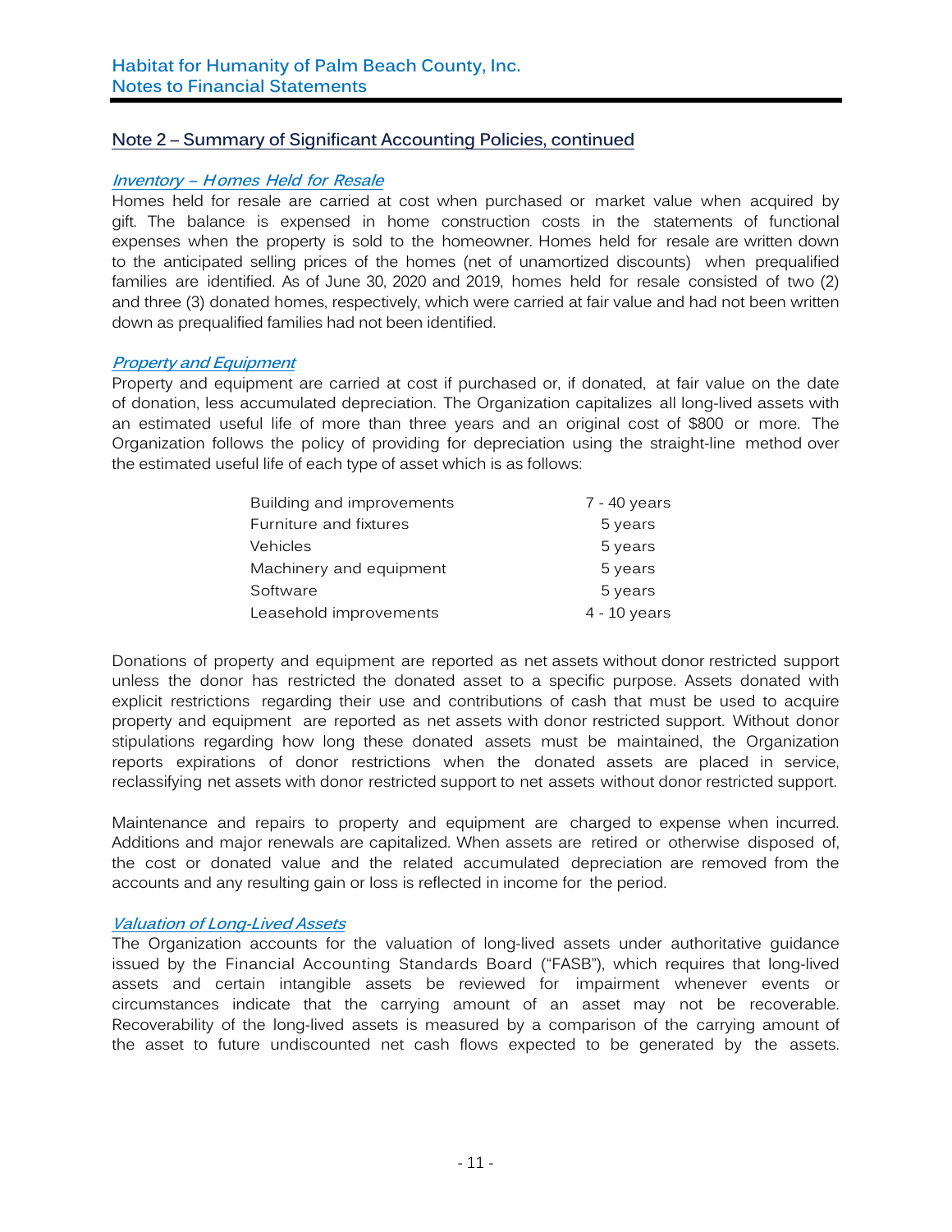## Note 2 – Summary of Significant Accounting Policies, continued

### *Inventory – Homes Held for Resale*

Homes held for resale are carried at cost when purchased or market value when acquired by gift. The balance is expensed in home construction costs in the statements of functional expenses when the property is sold to the homeowner. Homes held for resale are written down to the anticipated selling prices of the homes (net of unamortized discounts) when prequalified families are identified. As of June 30, 2020 and 2019, homes held for resale consisted of two (2) and three (3) donated homes, respectively, which were carried at fair value and had not been written down as prequalified families had not been identified.

### *Property and Equipment*

Property and equipment are carried at cost if purchased or, if donated, at fair value on the date of donation, less accumulated depreciation. The Organization capitalizes all long-lived assets with an estimated useful life of more than three years and an original cost of $800 or more. The Organization follows the policy of providing for depreciation using the straight-line method over the estimated useful life of each type of asset which is as follows:

| | |
|---|---|
| Building and improvements | 7 - 40 years |
| Furniture and fixtures | 5 years |
| Vehicles | 5 years |
| Machinery and equipment | 5 years |
| Software | 5 years |
| Leasehold improvements | 4 - 10 years |

Donations of property and equipment are reported as net assets without donor restricted support unless the donor has restricted the donated asset to a specific purpose. Assets donated with explicit restrictions regarding their use and contributions of cash that must be used to acquire property and equipment are reported as net assets with donor restricted support. Without donor stipulations regarding how long these donated assets must be maintained, the Organization reports expirations of donor restrictions when the donated assets are placed in service, reclassifying net assets with donor restricted support to net assets without donor restricted support.

Maintenance and repairs to property and equipment are charged to expense when incurred. Additions and major renewals are capitalized. When assets are retired or otherwise disposed of, the cost or donated value and the related accumulated depreciation are removed from the accounts and any resulting gain or loss is reflected in income for the period.

### *Valuation of Long-Lived Assets*

The Organization accounts for the valuation of long-lived assets under authoritative guidance issued by the Financial Accounting Standards Board ("FASB"), which requires that long-lived assets and certain intangible assets be reviewed for impairment whenever events or circumstances indicate that the carrying amount of an asset may not be recoverable. Recoverability of the long-lived assets is measured by a comparison of the carrying amount of the asset to future undiscounted net cash flows expected to be generated by the assets.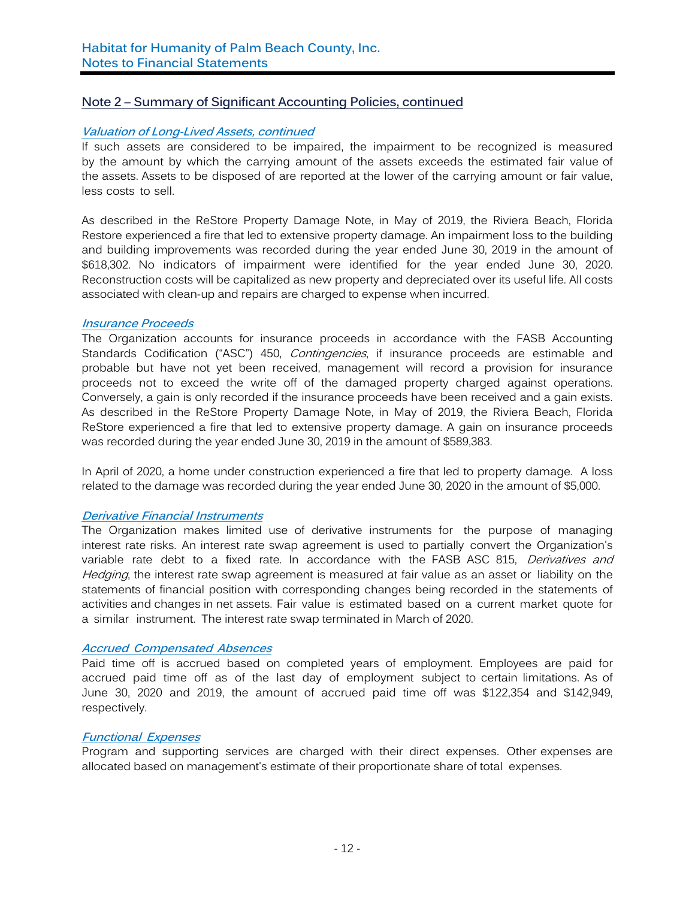## Note 2 – Summary of Significant Accounting Policies, continued

### *Valuation of Long-Lived Assets, continued*

If such assets are considered to be impaired, the impairment to be recognized is measured by the amount by which the carrying amount of the assets exceeds the estimated fair value of the assets. Assets to be disposed of are reported at the lower of the carrying amount or fair value, less costs to sell.

As described in the ReStore Property Damage Note, in May of 2019, the Riviera Beach, Florida Restore experienced a fire that led to extensive property damage. An impairment loss to the building and building improvements was recorded during the year ended June 30, 2019 in the amount of $618,302. No indicators of impairment were identified for the year ended June 30, 2020. Reconstruction costs will be capitalized as new property and depreciated over its useful life. All costs associated with clean-up and repairs are charged to expense when incurred.

### *Insurance Proceeds*

The Organization accounts for insurance proceeds in accordance with the FASB Accounting Standards Codification ("ASC") 450, *Contingencies*, if insurance proceeds are estimable and probable but have not yet been received, management will record a provision for insurance proceeds not to exceed the write off of the damaged property charged against operations. Conversely, a gain is only recorded if the insurance proceeds have been received and a gain exists. As described in the ReStore Property Damage Note, in May of 2019, the Riviera Beach, Florida ReStore experienced a fire that led to extensive property damage. A gain on insurance proceeds was recorded during the year ended June 30, 2019 in the amount of $589,383.

In April of 2020, a home under construction experienced a fire that led to property damage. A loss related to the damage was recorded during the year ended June 30, 2020 in the amount of $5,000.

### *Derivative Financial Instruments*

The Organization makes limited use of derivative instruments for the purpose of managing interest rate risks. An interest rate swap agreement is used to partially convert the Organization's variable rate debt to a fixed rate. In accordance with the FASB ASC 815, *Derivatives and Hedging*, the interest rate swap agreement is measured at fair value as an asset or liability on the statements of financial position with corresponding changes being recorded in the statements of activities and changes in net assets. Fair value is estimated based on a current market quote for a similar instrument. The interest rate swap terminated in March of 2020.

### *Accrued Compensated Absences*

Paid time off is accrued based on completed years of employment. Employees are paid for accrued paid time off as of the last day of employment subject to certain limitations. As of June 30, 2020 and 2019, the amount of accrued paid time off was $122,354 and $142,949, respectively.

### *Functional Expenses*

Program and supporting services are charged with their direct expenses. Other expenses are allocated based on management's estimate of their proportionate share of total expenses.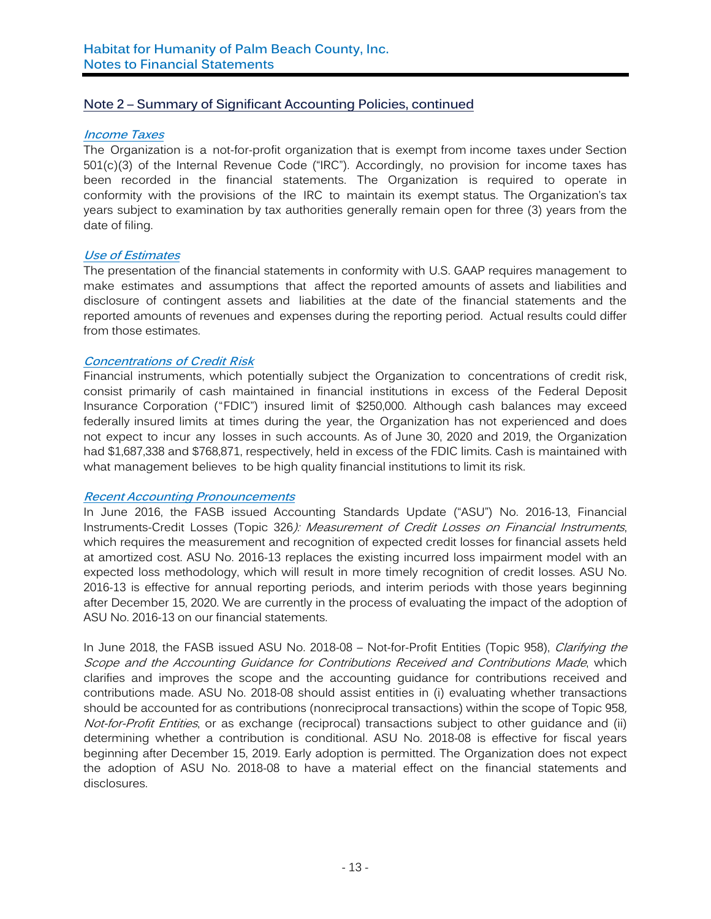## Note 2 – Summary of Significant Accounting Policies, continued

### *Income Taxes*

The Organization is a not-for-profit organization that is exempt from income taxes under Section 501(c)(3) of the Internal Revenue Code ("IRC"). Accordingly, no provision for income taxes has been recorded in the financial statements. The Organization is required to operate in conformity with the provisions of the IRC to maintain its exempt status. The Organization's tax years subject to examination by tax authorities generally remain open for three (3) years from the date of filing.

### *Use of Estimates*

The presentation of the financial statements in conformity with U.S. GAAP requires management to make estimates and assumptions that affect the reported amounts of assets and liabilities and disclosure of contingent assets and liabilities at the date of the financial statements and the reported amounts of revenues and expenses during the reporting period. Actual results could differ from those estimates.

### *Concentrations of Credit Risk*

Financial instruments, which potentially subject the Organization to concentrations of credit risk, consist primarily of cash maintained in financial institutions in excess of the Federal Deposit Insurance Corporation ("FDIC") insured limit of $250,000. Although cash balances may exceed federally insured limits at times during the year, the Organization has not experienced and does not expect to incur any losses in such accounts. As of June 30, 2020 and 2019, the Organization had $1,687,338 and $768,871, respectively, held in excess of the FDIC limits. Cash is maintained with what management believes to be high quality financial institutions to limit its risk.

### *Recent Accounting Pronouncements*

In June 2016, the FASB issued Accounting Standards Update ("ASU") No. 2016-13, Financial Instruments-Credit Losses (Topic 326*): Measurement of Credit Losses on Financial Instruments*, which requires the measurement and recognition of expected credit losses for financial assets held at amortized cost. ASU No. 2016-13 replaces the existing incurred loss impairment model with an expected loss methodology, which will result in more timely recognition of credit losses. ASU No. 2016-13 is effective for annual reporting periods, and interim periods with those years beginning after December 15, 2020. We are currently in the process of evaluating the impact of the adoption of ASU No. 2016-13 on our financial statements.

In June 2018, the FASB issued ASU No. 2018-08 – Not-for-Profit Entities (Topic 958), *Clarifying the Scope and the Accounting Guidance for Contributions Received and Contributions Made*, which clarifies and improves the scope and the accounting guidance for contributions received and contributions made. ASU No. 2018-08 should assist entities in (i) evaluating whether transactions should be accounted for as contributions (nonreciprocal transactions) within the scope of Topic 958*, Not-for-Profit Entities*, or as exchange (reciprocal) transactions subject to other guidance and (ii) determining whether a contribution is conditional. ASU No. 2018-08 is effective for fiscal years beginning after December 15, 2019. Early adoption is permitted. The Organization does not expect the adoption of ASU No. 2018-08 to have a material effect on the financial statements and disclosures.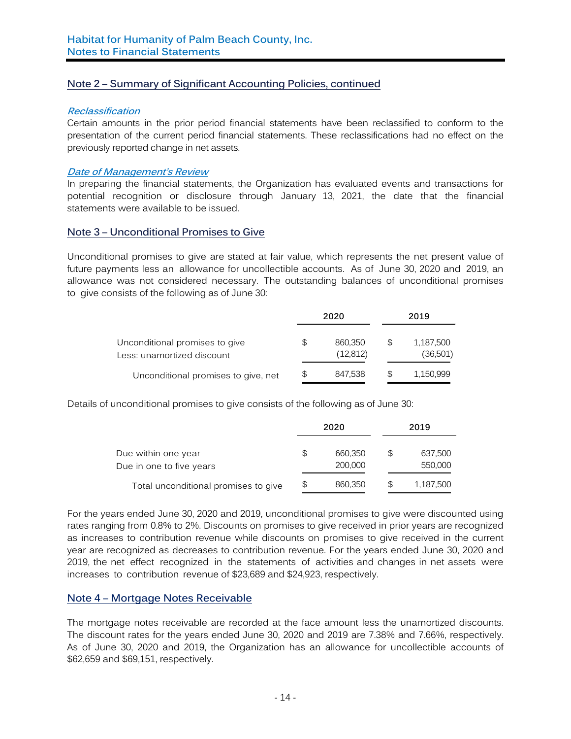## Note 2 – Summary of Significant Accounting Policies, continued

### *Reclassification*

Certain amounts in the prior period financial statements have been reclassified to conform to the presentation of the current period financial statements. These reclassifications had no effect on the previously reported change in net assets.

### *Date of Management's Review*

In preparing the financial statements, the Organization has evaluated events and transactions for potential recognition or disclosure through January 13, 2021, the date that the financial statements were available to be issued.

## Note 3 – Unconditional Promises to Give

Unconditional promises to give are stated at fair value, which represents the net present value of future payments less an allowance for uncollectible accounts. As of June 30, 2020 and 2019, an allowance was not considered necessary. The outstanding balances of unconditional promises to give consists of the following as of June 30:

| | 2020 | 2019 |
|---|---|---|
| Unconditional promises to give | $ 860,350 | $ 1,187,500 |
| Less: unamortized discount | (12,812) | (36,501) |
| Unconditional promises to give, net | $ 847,538 | $ 1,150,999 |

Details of unconditional promises to give consists of the following as of June 30:

| | 2020 | 2019 |
|---|---|---|
| Due within one year | $ 660,350 | $ 637,500 |
| Due in one to five years | 200,000 | 550,000 |
| Total unconditional promises to give | $ 860,350 | $ 1,187,500 |

For the years ended June 30, 2020 and 2019, unconditional promises to give were discounted using rates ranging from 0.8% to 2%. Discounts on promises to give received in prior years are recognized as increases to contribution revenue while discounts on promises to give received in the current year are recognized as decreases to contribution revenue. For the years ended June 30, 2020 and 2019, the net effect recognized in the statements of activities and changes in net assets were increases to contribution revenue of $23,689 and $24,923, respectively.

## Note 4 – Mortgage Notes Receivable

The mortgage notes receivable are recorded at the face amount less the unamortized discounts. The discount rates for the years ended June 30, 2020 and 2019 are 7.38% and 7.66%, respectively. As of June 30, 2020 and 2019, the Organization has an allowance for uncollectible accounts of $62,659 and $69,151, respectively.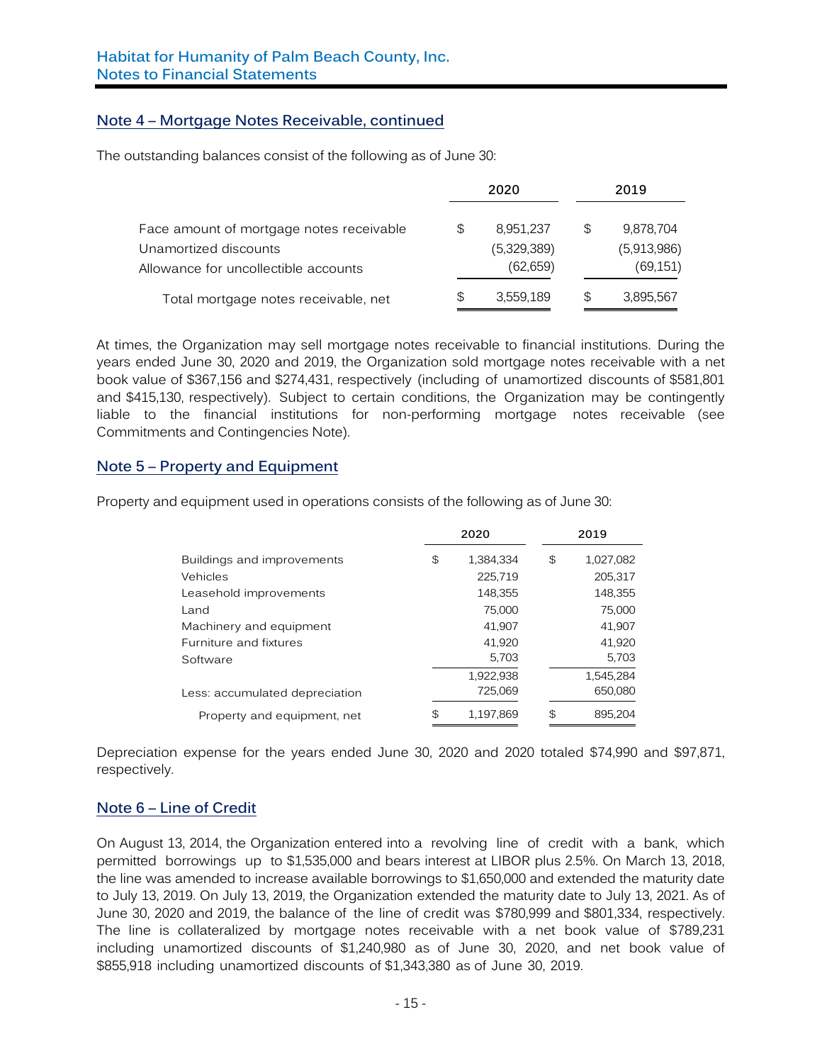## Note 4 – Mortgage Notes Receivable, continued

The outstanding balances consist of the following as of June 30:

| | 2020 | 2019 |
|---|---|---|
| Face amount of mortgage notes receivable | $ 8,951,237 | $ 9,878,704 |
| Unamortized discounts | (5,329,389) | (5,913,986) |
| Allowance for uncollectible accounts | (62,659) | (69,151) |
| Total mortgage notes receivable, net | $ 3,559,189 | $ 3,895,567 |

At times, the Organization may sell mortgage notes receivable to financial institutions. During the years ended June 30, 2020 and 2019, the Organization sold mortgage notes receivable with a net book value of $367,156 and $274,431, respectively (including of unamortized discounts of $581,801 and $415,130, respectively). Subject to certain conditions, the Organization may be contingently liable to the financial institutions for non-performing mortgage notes receivable (see Commitments and Contingencies Note).

## Note 5 – Property and Equipment

Property and equipment used in operations consists of the following as of June 30:

| | 2020 | 2019 |
|---|---|---|
| Buildings and improvements | $ 1,384,334 | $ 1,027,082 |
| Vehicles | 225,719 | 205,317 |
| Leasehold improvements | 148,355 | 148,355 |
| Land | 75,000 | 75,000 |
| Machinery and equipment | 41,907 | 41,907 |
| Furniture and fixtures | 41,920 | 41,920 |
| Software | 5,703 | 5,703 |
| | 1,922,938 | 1,545,284 |
| Less: accumulated depreciation | 725,069 | 650,080 |
| Property and equipment, net | $ 1,197,869 | $ 895,204 |

Depreciation expense for the years ended June 30, 2020 and 2020 totaled $74,990 and $97,871, respectively.

## Note 6 – Line of Credit

On August 13, 2014, the Organization entered into a revolving line of credit with a bank, which permitted borrowings up to $1,535,000 and bears interest at LIBOR plus 2.5%. On March 13, 2018, the line was amended to increase available borrowings to $1,650,000 and extended the maturity date to July 13, 2019. On July 13, 2019, the Organization extended the maturity date to July 13, 2021. As of June 30, 2020 and 2019, the balance of the line of credit was $780,999 and $801,334, respectively. The line is collateralized by mortgage notes receivable with a net book value of $789,231 including unamortized discounts of $1,240,980 as of June 30, 2020, and net book value of $855,918 including unamortized discounts of $1,343,380 as of June 30, 2019.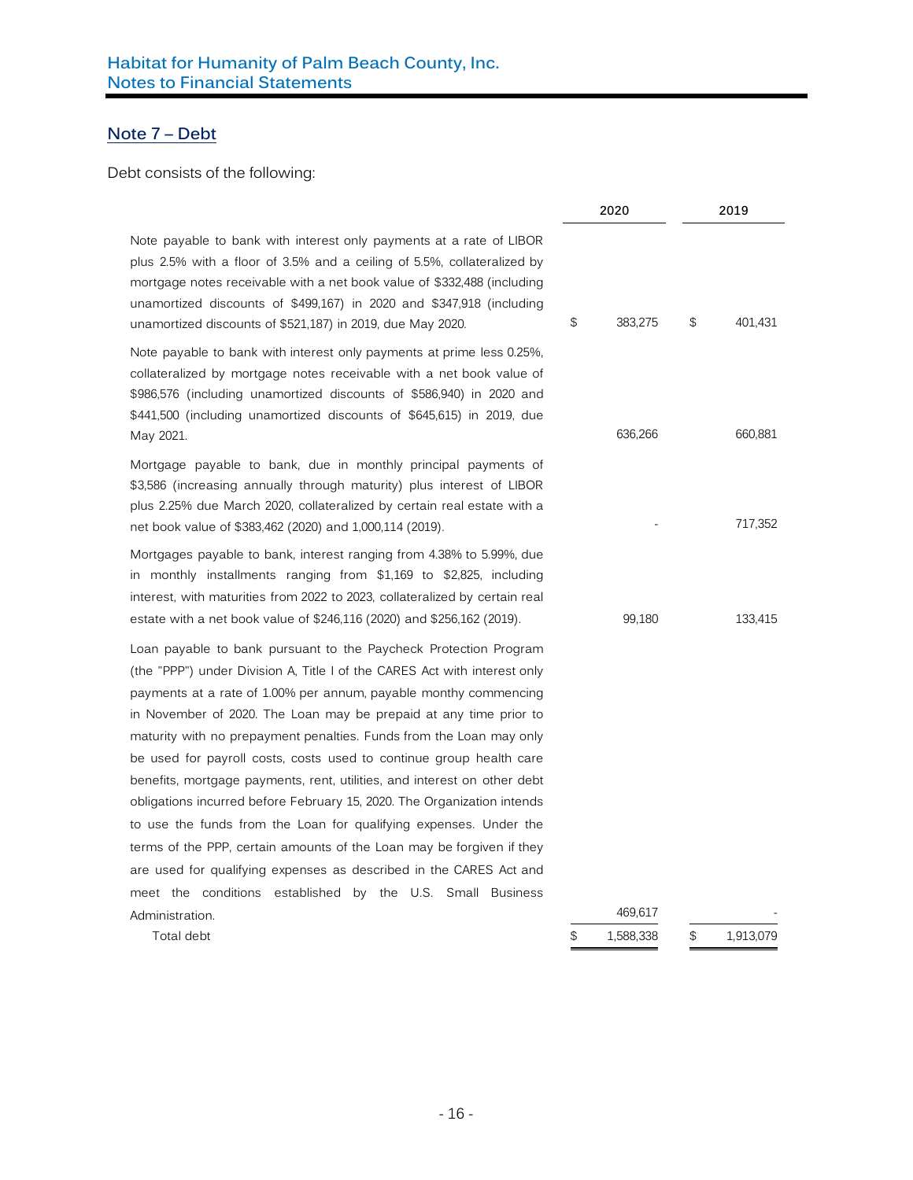## Note 7 – Debt

Debt consists of the following:

| | 2020 | 2019 |
|---|---|---|
| Note payable to bank with interest only payments at a rate of LIBOR plus 2.5% with a floor of 3.5% and a ceiling of 5.5%, collateralized by mortgage notes receivable with a net book value of $332,488 (including unamortized discounts of $499,167) in 2020 and $347,918 (including unamortized discounts of $521,187) in 2019, due May 2020. | $ 383,275 | $ 401,431 |
| Note payable to bank with interest only payments at prime less 0.25%, collateralized by mortgage notes receivable with a net book value of $986,576 (including unamortized discounts of $586,940) in 2020 and $441,500 (including unamortized discounts of $645,615) in 2019, due May 2021. | 636,266 | 660,881 |
| Mortgage payable to bank, due in monthly principal payments of $3,586 (increasing annually through maturity) plus interest of LIBOR plus 2.25% due March 2020, collateralized by certain real estate with a net book value of $383,462 (2020) and 1,000,114 (2019). | - | 717,352 |
| Mortgages payable to bank, interest ranging from 4.38% to 5.99%, due in monthly installments ranging from $1,169 to $2,825, including interest, with maturities from 2022 to 2023, collateralized by certain real estate with a net book value of $246,116 (2020) and $256,162 (2019). | 99,180 | 133,415 |
| Loan payable to bank pursuant to the Paycheck Protection Program (the "PPP") under Division A, Title I of the CARES Act with interest only payments at a rate of 1.00% per annum, payable monthy commencing in November of 2020. The Loan may be prepaid at any time prior to maturity with no prepayment penalties. Funds from the Loan may only be used for payroll costs, costs used to continue group health care benefits, mortgage payments, rent, utilities, and interest on other debt obligations incurred before February 15, 2020. The Organization intends to use the funds from the Loan for qualifying expenses. Under the terms of the PPP, certain amounts of the Loan may be forgiven if they are used for qualifying expenses as described in the CARES Act and meet the conditions established by the U.S. Small Business Administration. | 469,617 | - |
| Total debt | $ 1,588,338 | $ 1,913,079 |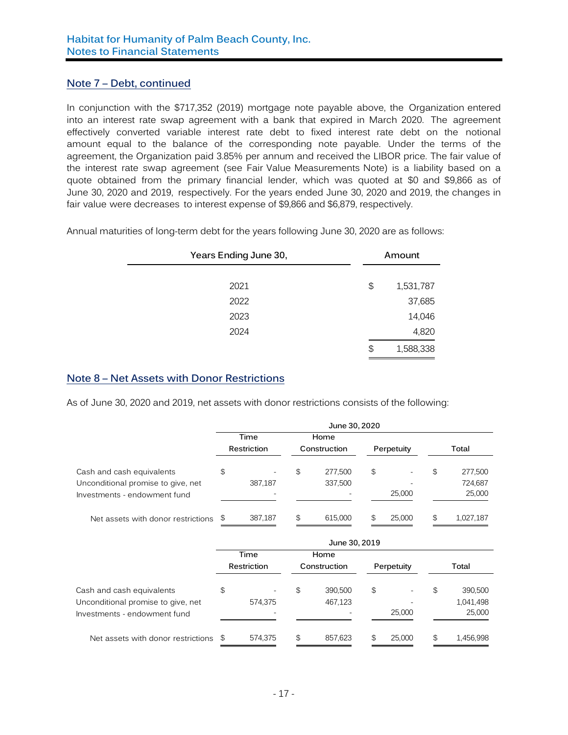## Note 7 – Debt, continued

In conjunction with the $717,352 (2019) mortgage note payable above, the Organization entered into an interest rate swap agreement with a bank that expired in March 2020. The agreement effectively converted variable interest rate debt to fixed interest rate debt on the notional amount equal to the balance of the corresponding note payable. Under the terms of the agreement, the Organization paid 3.85% per annum and received the LIBOR price. The fair value of the interest rate swap agreement (see Fair Value Measurements Note) is a liability based on a quote obtained from the primary financial lender, which was quoted at $0 and $9,866 as of June 30, 2020 and 2019, respectively. For the years ended June 30, 2020 and 2019, the changes in fair value were decreases to interest expense of $9,866 and $6,879, respectively.

Annual maturities of long-term debt for the years following June 30, 2020 are as follows:

| Years Ending June 30, | Amount |
|---|---|
| 2021 | $ 1,531,787 |
| 2022 | 37,685 |
| 2023 | 14,046 |
| 2024 | 4,820 |
| | $ 1,588,338 |

## Note 8 – Net Assets with Donor Restrictions

As of June 30, 2020 and 2019, net assets with donor restrictions consists of the following:

| | June 30, 2020 | | | |
|---|---|---|---|---|
| | Time Restriction | Home Construction | Perpetuity | Total |
| Cash and cash equivalents | $ - | $ 277,500 | $ - | $ 277,500 |
| Unconditional promise to give, net | 387,187 | 337,500 | - | 724,687 |
| Investments - endowment fund | - | - | 25,000 | 25,000 |
| Net assets with donor restrictions | $ 387,187 | $ 615,000 | $ 25,000 | $ 1,027,187 |

| | June 30, 2019 | | | |
|---|---|---|---|---|
| | Time Restriction | Home Construction | Perpetuity | Total |
| Cash and cash equivalents | $ - | $ 390,500 | $ - | $ 390,500 |
| Unconditional promise to give, net | 574,375 | 467,123 | - | 1,041,498 |
| Investments - endowment fund | - | - | 25,000 | 25,000 |
| Net assets with donor restrictions | $ 574,375 | $ 857,623 | $ 25,000 | $ 1,456,998 |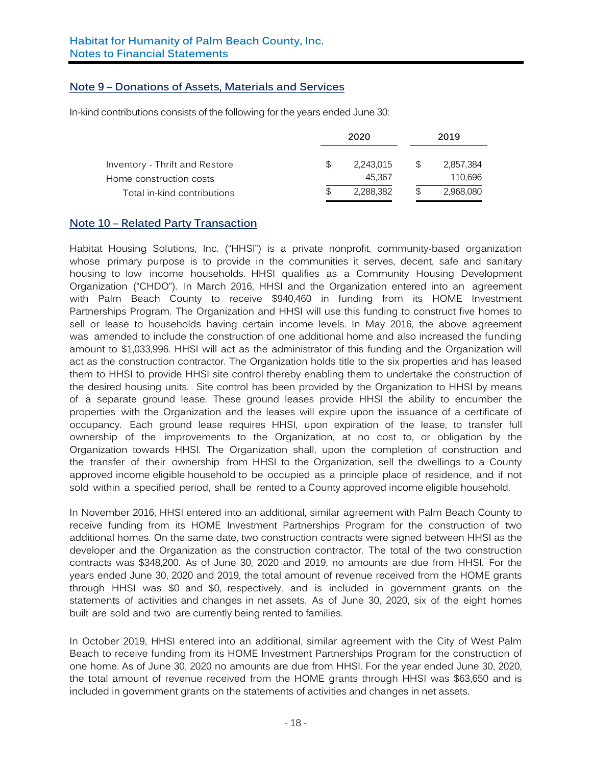## Note 9 – Donations of Assets, Materials and Services

In-kind contributions consists of the following for the years ended June 30:

| | 2020 | 2019 |
|---|---|---|
| Inventory - Thrift and Restore | $ 2,243,015 | $ 2,857,384 |
| Home construction costs | 45,367 | 110,696 |
| Total in-kind contributions | $ 2,288,382 | $ 2,968,080 |

## Note 10 – Related Party Transaction

Habitat Housing Solutions, Inc. ("HHSI") is a private nonprofit, community-based organization whose primary purpose is to provide in the communities it serves, decent, safe and sanitary housing to low income households. HHSI qualifies as a Community Housing Development Organization ("CHDO"). In March 2016, HHSI and the Organization entered into an agreement with Palm Beach County to receive $940,460 in funding from its HOME Investment Partnerships Program. The Organization and HHSI will use this funding to construct five homes to sell or lease to households having certain income levels. In May 2016, the above agreement was amended to include the construction of one additional home and also increased the funding amount to $1,033,996. HHSI will act as the administrator of this funding and the Organization will act as the construction contractor. The Organization holds title to the six properties and has leased them to HHSI to provide HHSI site control thereby enabling them to undertake the construction of the desired housing units. Site control has been provided by the Organization to HHSI by means of a separate ground lease. These ground leases provide HHSI the ability to encumber the properties with the Organization and the leases will expire upon the issuance of a certificate of occupancy. Each ground lease requires HHSI, upon expiration of the lease, to transfer full ownership of the improvements to the Organization, at no cost to, or obligation by the Organization towards HHSI. The Organization shall, upon the completion of construction and the transfer of their ownership from HHSI to the Organization, sell the dwellings to a County approved income eligible household to be occupied as a principle place of residence, and if not sold within a specified period, shall be rented to a County approved income eligible household.

In November 2016, HHSI entered into an additional, similar agreement with Palm Beach County to receive funding from its HOME Investment Partnerships Program for the construction of two additional homes. On the same date, two construction contracts were signed between HHSI as the developer and the Organization as the construction contractor. The total of the two construction contracts was $348,200. As of June 30, 2020 and 2019, no amounts are due from HHSI. For the years ended June 30, 2020 and 2019, the total amount of revenue received from the HOME grants through HHSI was $0 and $0, respectively, and is included in government grants on the statements of activities and changes in net assets. As of June 30, 2020, six of the eight homes built are sold and two are currently being rented to families.

In October 2019, HHSI entered into an additional, similar agreement with the City of West Palm Beach to receive funding from its HOME Investment Partnerships Program for the construction of one home. As of June 30, 2020 no amounts are due from HHSI. For the year ended June 30, 2020, the total amount of revenue received from the HOME grants through HHSI was $63,650 and is included in government grants on the statements of activities and changes in net assets.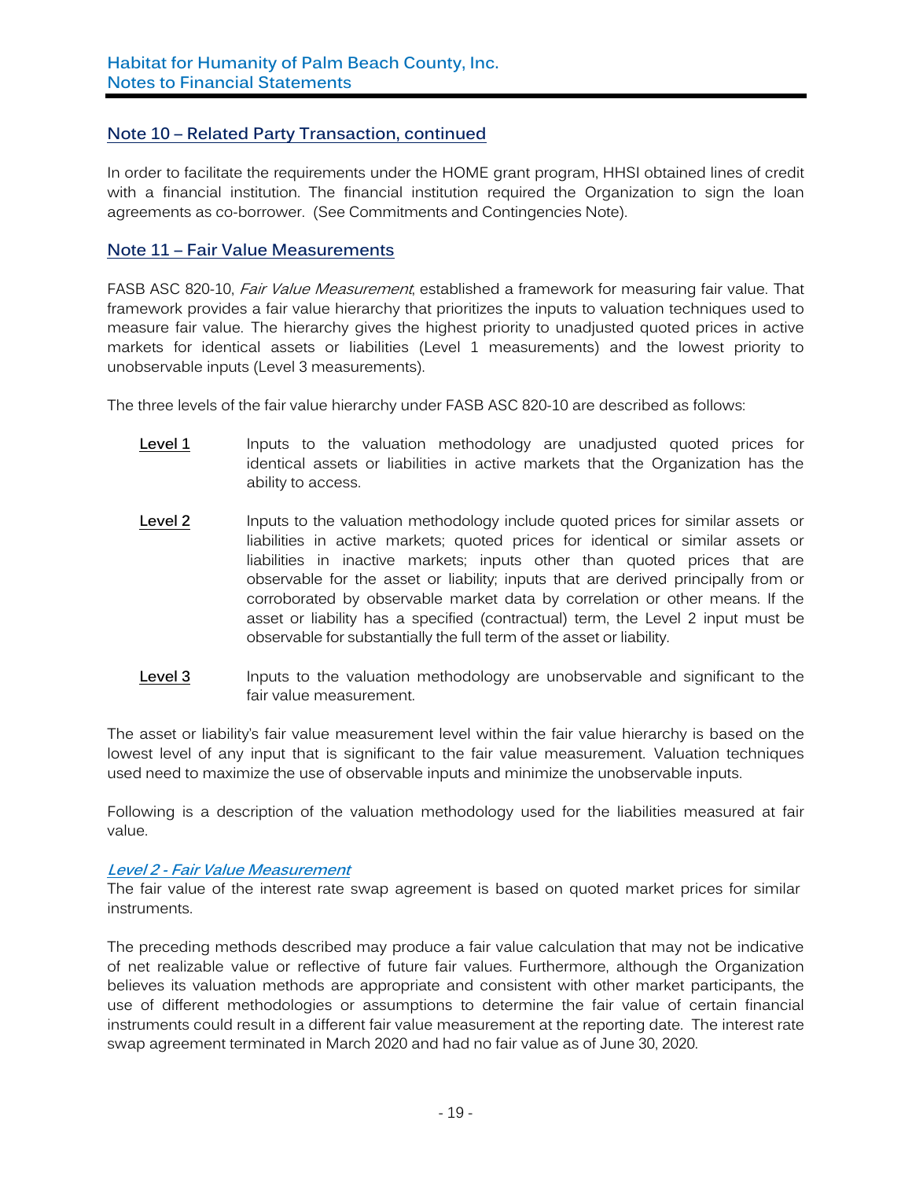## Note 10 – Related Party Transaction, continued

In order to facilitate the requirements under the HOME grant program, HHSI obtained lines of credit with a financial institution. The financial institution required the Organization to sign the loan agreements as co-borrower. (See Commitments and Contingencies Note).

## Note 11 – Fair Value Measurements

FASB ASC 820-10, *Fair Value Measurement*, established a framework for measuring fair value. That framework provides a fair value hierarchy that prioritizes the inputs to valuation techniques used to measure fair value. The hierarchy gives the highest priority to unadjusted quoted prices in active markets for identical assets or liabilities (Level 1 measurements) and the lowest priority to unobservable inputs (Level 3 measurements).

The three levels of the fair value hierarchy under FASB ASC 820-10 are described as follows:

**Level 1** Inputs to the valuation methodology are unadjusted quoted prices for identical assets or liabilities in active markets that the Organization has the ability to access.

**Level 2** Inputs to the valuation methodology include quoted prices for similar assets or liabilities in active markets; quoted prices for identical or similar assets or liabilities in inactive markets; inputs other than quoted prices that are observable for the asset or liability; inputs that are derived principally from or corroborated by observable market data by correlation or other means. If the asset or liability has a specified (contractual) term, the Level 2 input must be observable for substantially the full term of the asset or liability.

**Level 3** Inputs to the valuation methodology are unobservable and significant to the fair value measurement.

The asset or liability's fair value measurement level within the fair value hierarchy is based on the lowest level of any input that is significant to the fair value measurement. Valuation techniques used need to maximize the use of observable inputs and minimize the unobservable inputs.

Following is a description of the valuation methodology used for the liabilities measured at fair value.

***Level 2 - Fair Value Measurement***

The fair value of the interest rate swap agreement is based on quoted market prices for similar instruments.

The preceding methods described may produce a fair value calculation that may not be indicative of net realizable value or reflective of future fair values. Furthermore, although the Organization believes its valuation methods are appropriate and consistent with other market participants, the use of different methodologies or assumptions to determine the fair value of certain financial instruments could result in a different fair value measurement at the reporting date. The interest rate swap agreement terminated in March 2020 and had no fair value as of June 30, 2020.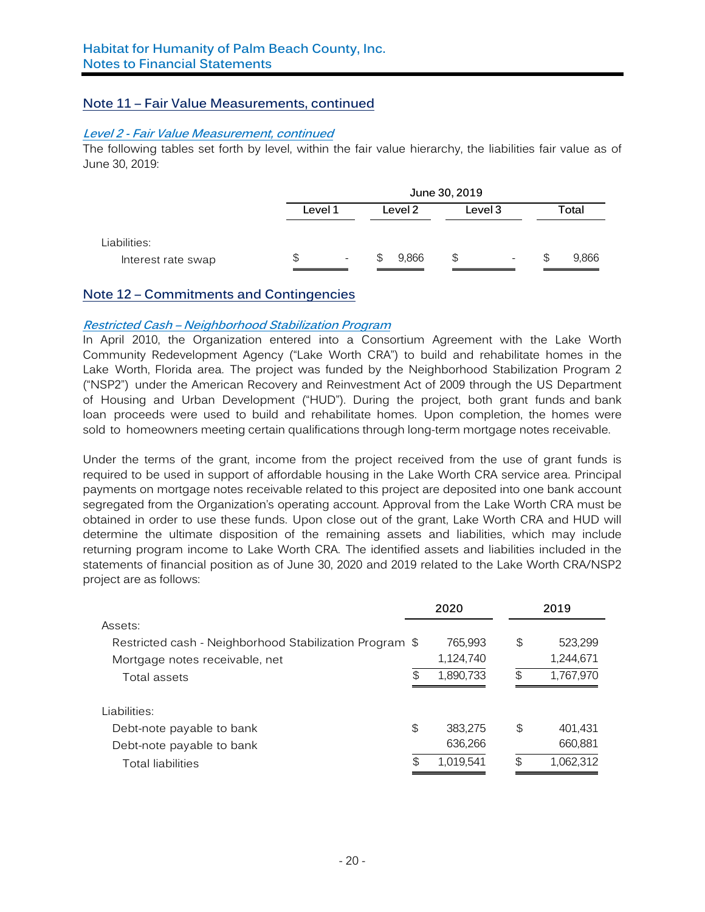## Note 11 – Fair Value Measurements, continued

### *Level 2 - Fair Value Measurement, continued*

The following tables set forth by level, within the fair value hierarchy, the liabilities fair value as of June 30, 2019:

| | June 30, 2019 | | | |
|---|---|---|---|---|
| | Level 1 | Level 2 | Level 3 | Total |
| Liabilities: | | | | |
| Interest rate swap | $ - | $ 9,866 | $ - | $ 9,866 |

## Note 12 – Commitments and Contingencies

### *Restricted Cash – Neighborhood Stabilization Program*

In April 2010, the Organization entered into a Consortium Agreement with the Lake Worth Community Redevelopment Agency ("Lake Worth CRA") to build and rehabilitate homes in the Lake Worth, Florida area. The project was funded by the Neighborhood Stabilization Program 2 ("NSP2") under the American Recovery and Reinvestment Act of 2009 through the US Department of Housing and Urban Development ("HUD"). During the project, both grant funds and bank loan proceeds were used to build and rehabilitate homes. Upon completion, the homes were sold to homeowners meeting certain qualifications through long-term mortgage notes receivable.

Under the terms of the grant, income from the project received from the use of grant funds is required to be used in support of affordable housing in the Lake Worth CRA service area. Principal payments on mortgage notes receivable related to this project are deposited into one bank account segregated from the Organization's operating account. Approval from the Lake Worth CRA must be obtained in order to use these funds. Upon close out of the grant, Lake Worth CRA and HUD will determine the ultimate disposition of the remaining assets and liabilities, which may include returning program income to Lake Worth CRA. The identified assets and liabilities included in the statements of financial position as of June 30, 2020 and 2019 related to the Lake Worth CRA/NSP2 project are as follows:

| | 2020 | 2019 |
|---|---|---|
| Assets: | | |
| Restricted cash - Neighborhood Stabilization Program | $ 765,993 | $ 523,299 |
| Mortgage notes receivable, net | 1,124,740 | 1,244,671 |
| Total assets | $ 1,890,733 | $ 1,767,970 |
| Liabilities: | | |
| Debt-note payable to bank | $ 383,275 | $ 401,431 |
| Debt-note payable to bank | 636,266 | 660,881 |
| Total liabilities | $ 1,019,541 | $ 1,062,312 |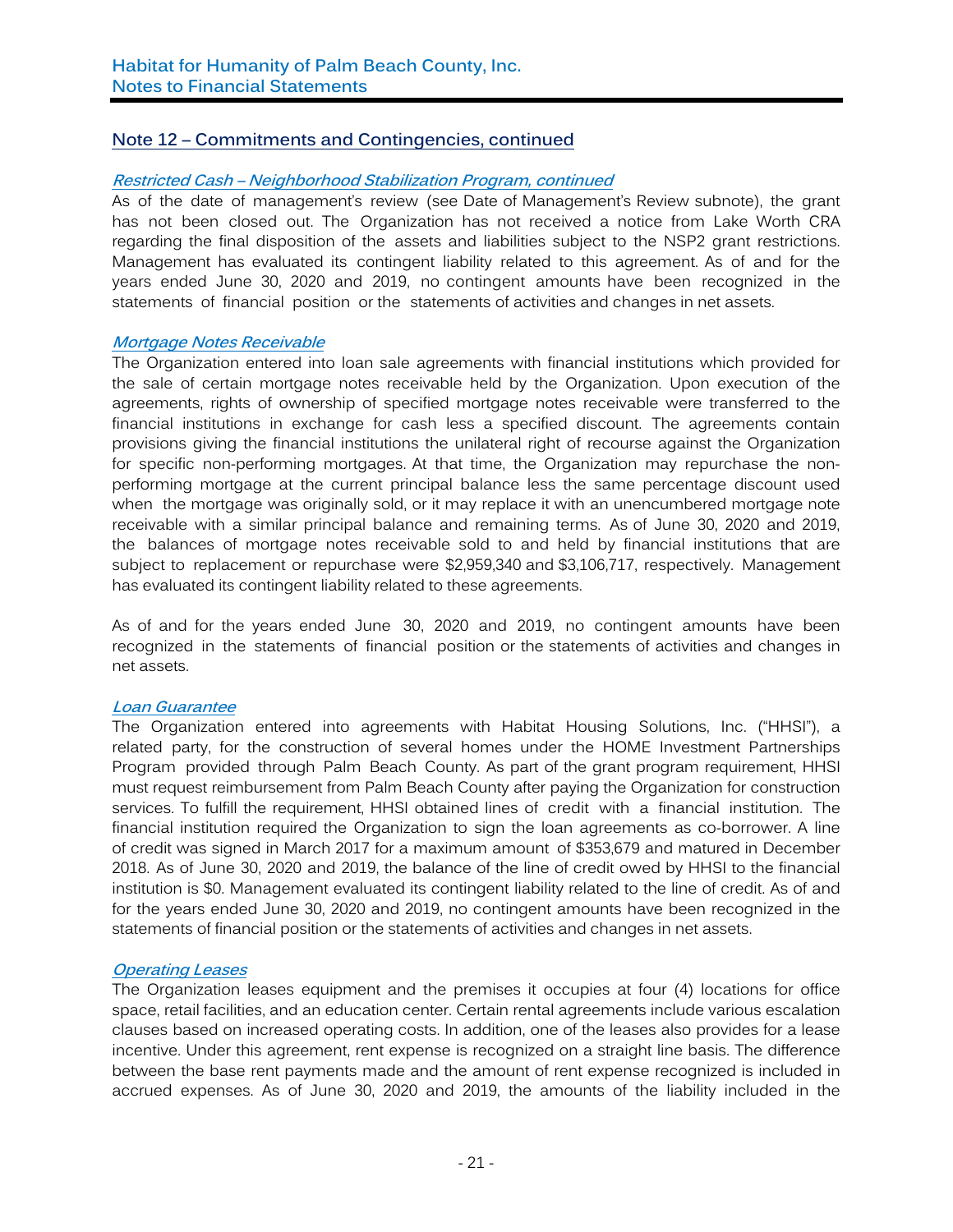## Note 12 – Commitments and Contingencies, continued

### *Restricted Cash – Neighborhood Stabilization Program, continued*

As of the date of management's review (see Date of Management's Review subnote), the grant has not been closed out. The Organization has not received a notice from Lake Worth CRA regarding the final disposition of the assets and liabilities subject to the NSP2 grant restrictions. Management has evaluated its contingent liability related to this agreement. As of and for the years ended June 30, 2020 and 2019, no contingent amounts have been recognized in the statements of financial position or the statements of activities and changes in net assets.

### *Mortgage Notes Receivable*

The Organization entered into loan sale agreements with financial institutions which provided for the sale of certain mortgage notes receivable held by the Organization. Upon execution of the agreements, rights of ownership of specified mortgage notes receivable were transferred to the financial institutions in exchange for cash less a specified discount. The agreements contain provisions giving the financial institutions the unilateral right of recourse against the Organization for specific non-performing mortgages. At that time, the Organization may repurchase the non-performing mortgage at the current principal balance less the same percentage discount used when the mortgage was originally sold, or it may replace it with an unencumbered mortgage note receivable with a similar principal balance and remaining terms. As of June 30, 2020 and 2019, the balances of mortgage notes receivable sold to and held by financial institutions that are subject to replacement or repurchase were $2,959,340 and $3,106,717, respectively. Management has evaluated its contingent liability related to these agreements.

As of and for the years ended June 30, 2020 and 2019, no contingent amounts have been recognized in the statements of financial position or the statements of activities and changes in net assets.

### *Loan Guarantee*

The Organization entered into agreements with Habitat Housing Solutions, Inc. ("HHSI"), a related party, for the construction of several homes under the HOME Investment Partnerships Program provided through Palm Beach County. As part of the grant program requirement, HHSI must request reimbursement from Palm Beach County after paying the Organization for construction services. To fulfill the requirement, HHSI obtained lines of credit with a financial institution. The financial institution required the Organization to sign the loan agreements as co-borrower. A line of credit was signed in March 2017 for a maximum amount of $353,679 and matured in December 2018. As of June 30, 2020 and 2019, the balance of the line of credit owed by HHSI to the financial institution is $0. Management evaluated its contingent liability related to the line of credit. As of and for the years ended June 30, 2020 and 2019, no contingent amounts have been recognized in the statements of financial position or the statements of activities and changes in net assets.

### *Operating Leases*

The Organization leases equipment and the premises it occupies at four (4) locations for office space, retail facilities, and an education center. Certain rental agreements include various escalation clauses based on increased operating costs. In addition, one of the leases also provides for a lease incentive. Under this agreement, rent expense is recognized on a straight line basis. The difference between the base rent payments made and the amount of rent expense recognized is included in accrued expenses. As of June 30, 2020 and 2019, the amounts of the liability included in the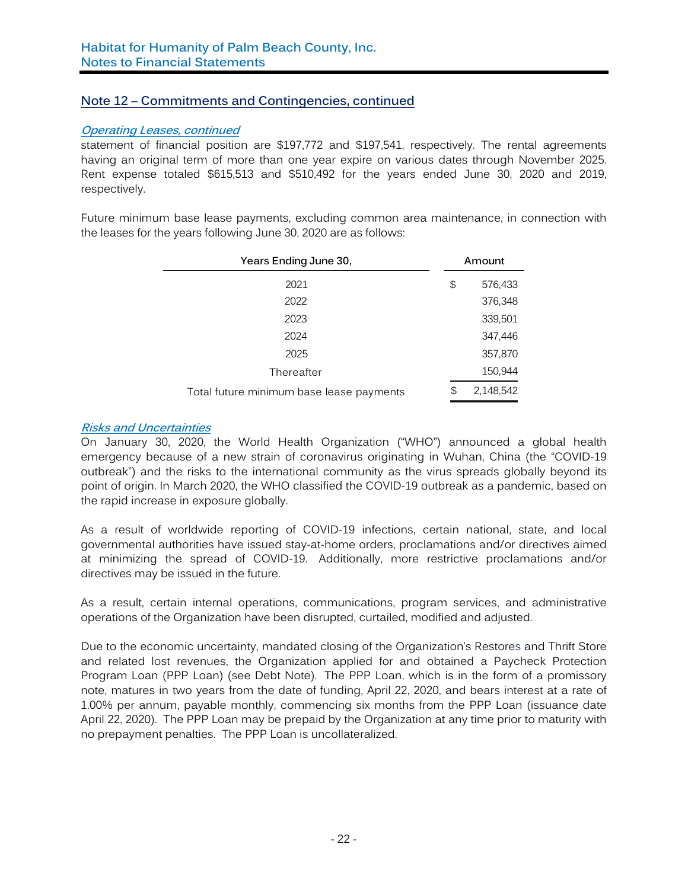## Note 12 – Commitments and Contingencies, continued

### *Operating Leases, continued*

statement of financial position are $197,772 and $197,541, respectively. The rental agreements having an original term of more than one year expire on various dates through November 2025. Rent expense totaled $615,513 and $510,492 for the years ended June 30, 2020 and 2019, respectively.

Future minimum base lease payments, excluding common area maintenance, in connection with the leases for the years following June 30, 2020 are as follows:

| Years Ending June 30, | Amount |
|---|---|
| 2021 | $ 576,433 |
| 2022 | 376,348 |
| 2023 | 339,501 |
| 2024 | 347,446 |
| 2025 | 357,870 |
| Thereafter | 150,944 |
| Total future minimum base lease payments | $ 2,148,542 |

### *Risks and Uncertainties*

On January 30, 2020, the World Health Organization ("WHO") announced a global health emergency because of a new strain of coronavirus originating in Wuhan, China (the "COVID-19 outbreak") and the risks to the international community as the virus spreads globally beyond its point of origin. In March 2020, the WHO classified the COVID-19 outbreak as a pandemic, based on the rapid increase in exposure globally.

As a result of worldwide reporting of COVID-19 infections, certain national, state, and local governmental authorities have issued stay-at-home orders, proclamations and/or directives aimed at minimizing the spread of COVID-19. Additionally, more restrictive proclamations and/or directives may be issued in the future.

As a result, certain internal operations, communications, program services, and administrative operations of the Organization have been disrupted, curtailed, modified and adjusted.

Due to the economic uncertainty, mandated closing of the Organization's Restores and Thrift Store and related lost revenues, the Organization applied for and obtained a Paycheck Protection Program Loan (PPP Loan) (see Debt Note). The PPP Loan, which is in the form of a promissory note, matures in two years from the date of funding, April 22, 2020, and bears interest at a rate of 1.00% per annum, payable monthly, commencing six months from the PPP Loan (issuance date April 22, 2020). The PPP Loan may be prepaid by the Organization at any time prior to maturity with no prepayment penalties. The PPP Loan is uncollateralized.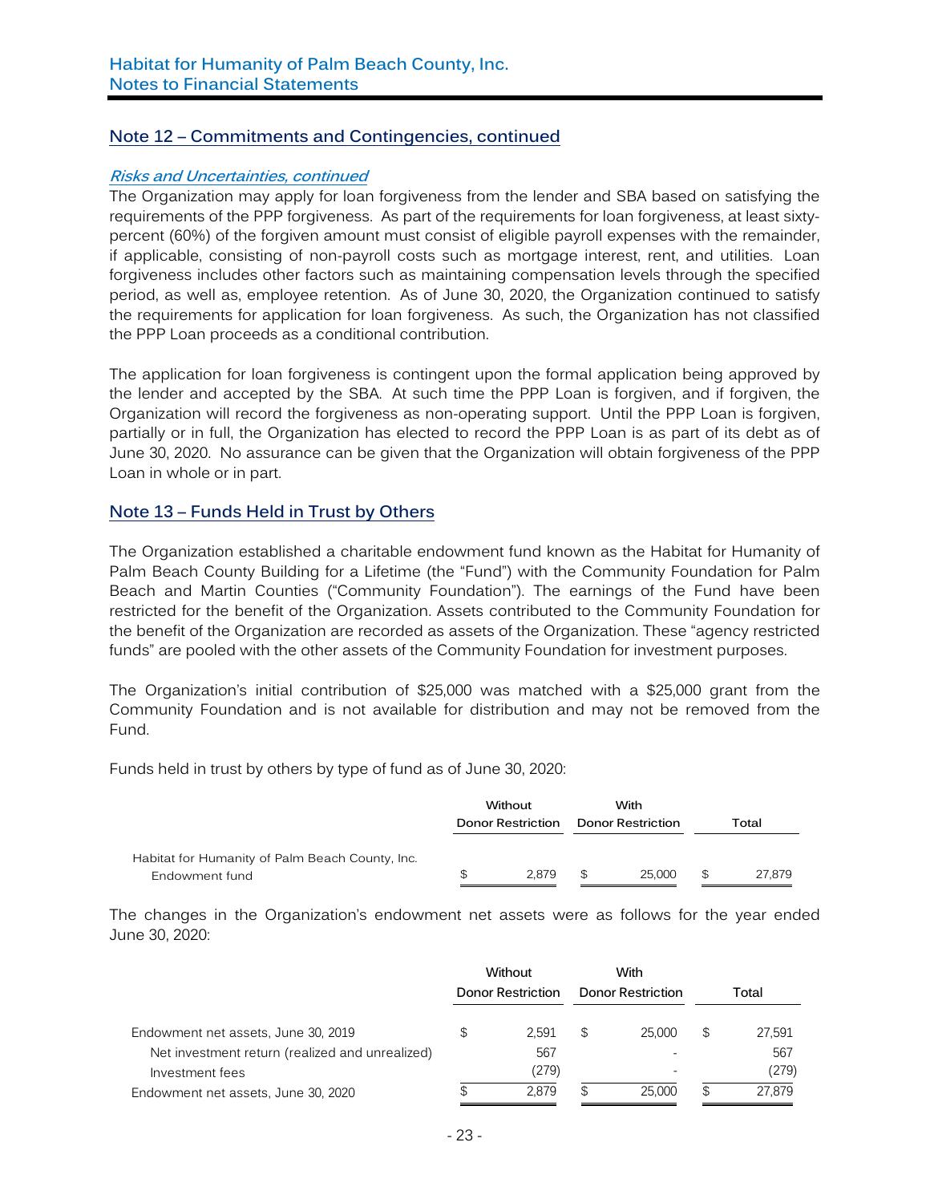## Note 12 – Commitments and Contingencies, continued

***Risks and Uncertainties, continued***

The Organization may apply for loan forgiveness from the lender and SBA based on satisfying the requirements of the PPP forgiveness. As part of the requirements for loan forgiveness, at least sixty-percent (60%) of the forgiven amount must consist of eligible payroll expenses with the remainder, if applicable, consisting of non-payroll costs such as mortgage interest, rent, and utilities. Loan forgiveness includes other factors such as maintaining compensation levels through the specified period, as well as, employee retention. As of June 30, 2020, the Organization continued to satisfy the requirements for application for loan forgiveness. As such, the Organization has not classified the PPP Loan proceeds as a conditional contribution.

The application for loan forgiveness is contingent upon the formal application being approved by the lender and accepted by the SBA. At such time the PPP Loan is forgiven, and if forgiven, the Organization will record the forgiveness as non-operating support. Until the PPP Loan is forgiven, partially or in full, the Organization has elected to record the PPP Loan is as part of its debt as of June 30, 2020. No assurance can be given that the Organization will obtain forgiveness of the PPP Loan in whole or in part.

## Note 13 – Funds Held in Trust by Others

The Organization established a charitable endowment fund known as the Habitat for Humanity of Palm Beach County Building for a Lifetime (the "Fund") with the Community Foundation for Palm Beach and Martin Counties ("Community Foundation"). The earnings of the Fund have been restricted for the benefit of the Organization. Assets contributed to the Community Foundation for the benefit of the Organization are recorded as assets of the Organization. These "agency restricted funds" are pooled with the other assets of the Community Foundation for investment purposes.

The Organization's initial contribution of $25,000 was matched with a $25,000 grant from the Community Foundation and is not available for distribution and may not be removed from the Fund.

Funds held in trust by others by type of fund as of June 30, 2020:

| | Without Donor Restriction | With Donor Restriction | Total |
|---|---|---|---|
| Habitat for Humanity of Palm Beach County, Inc. Endowment fund | $ 2,879 | $ 25,000 | $ 27,879 |

The changes in the Organization's endowment net assets were as follows for the year ended June 30, 2020:

| | Without Donor Restriction | With Donor Restriction | Total |
|---|---|---|---|
| Endowment net assets, June 30, 2019 | $ 2,591 | $ 25,000 | $ 27,591 |
| Net investment return (realized and unrealized) | 567 | - | 567 |
| Investment fees | (279) | - | (279) |
| Endowment net assets, June 30, 2020 | $ 2,879 | $ 25,000 | $ 27,879 |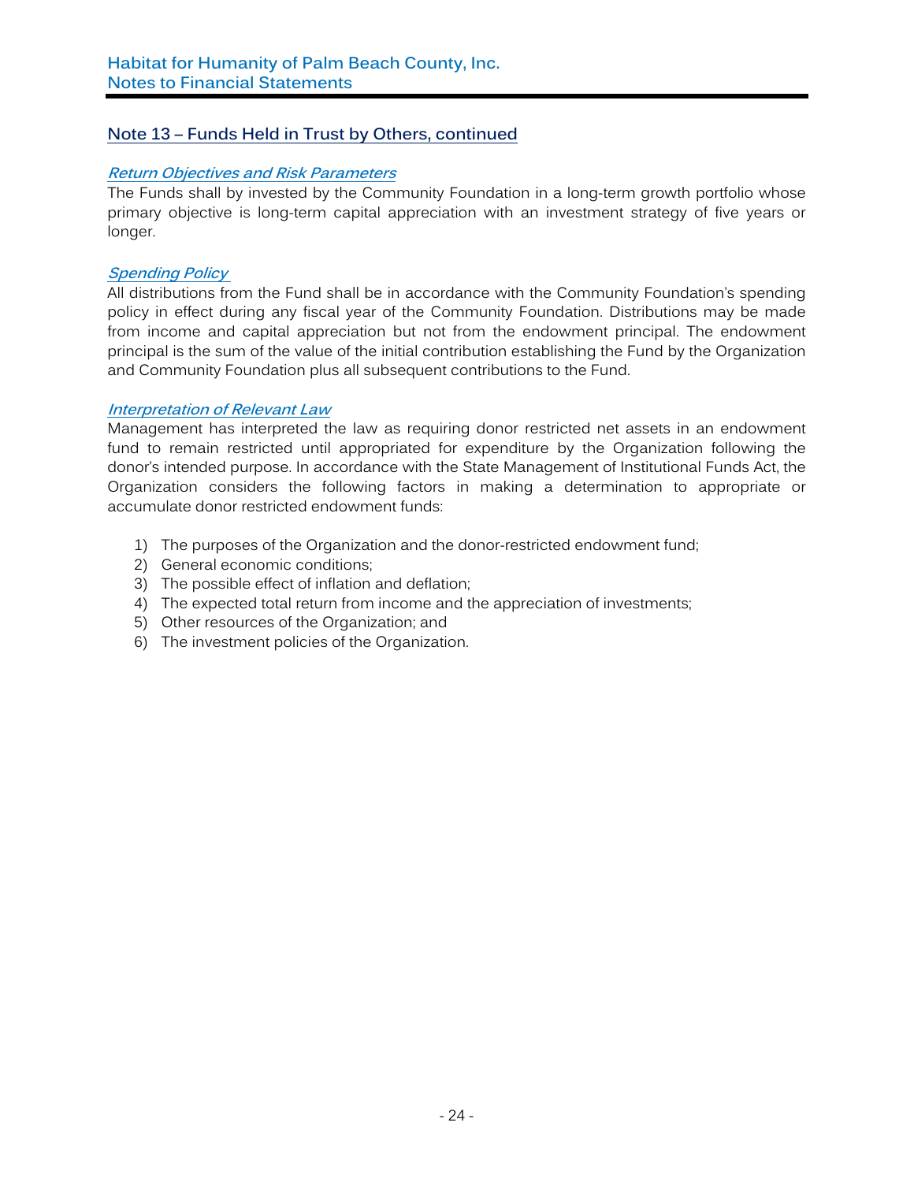## Note 13 – Funds Held in Trust by Others, continued

### *Return Objectives and Risk Parameters*

The Funds shall by invested by the Community Foundation in a long-term growth portfolio whose primary objective is long-term capital appreciation with an investment strategy of five years or longer.

### *Spending Policy*

All distributions from the Fund shall be in accordance with the Community Foundation's spending policy in effect during any fiscal year of the Community Foundation. Distributions may be made from income and capital appreciation but not from the endowment principal. The endowment principal is the sum of the value of the initial contribution establishing the Fund by the Organization and Community Foundation plus all subsequent contributions to the Fund.

### *Interpretation of Relevant Law*

Management has interpreted the law as requiring donor restricted net assets in an endowment fund to remain restricted until appropriated for expenditure by the Organization following the donor's intended purpose. In accordance with the State Management of Institutional Funds Act, the Organization considers the following factors in making a determination to appropriate or accumulate donor restricted endowment funds:

1) The purposes of the Organization and the donor-restricted endowment fund;
2) General economic conditions;
3) The possible effect of inflation and deflation;
4) The expected total return from income and the appreciation of investments;
5) Other resources of the Organization; and
6) The investment policies of the Organization.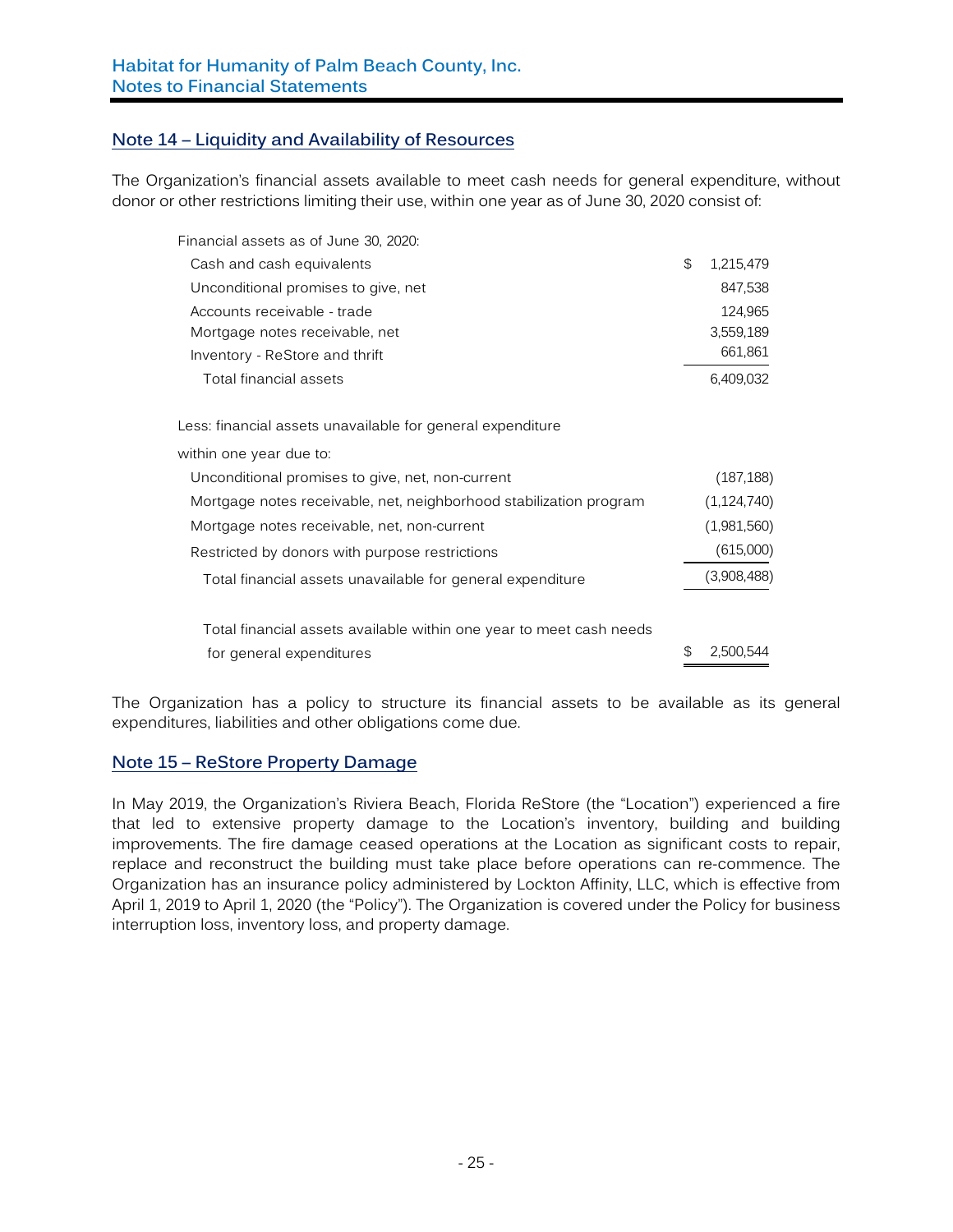## Note 14 – Liquidity and Availability of Resources

The Organization's financial assets available to meet cash needs for general expenditure, without donor or other restrictions limiting their use, within one year as of June 30, 2020 consist of:

| | |
|---|---|
| Financial assets as of June 30, 2020: | |
| Cash and cash equivalents | $ 1,215,479 |
| Unconditional promises to give, net | 847,538 |
| Accounts receivable - trade | 124,965 |
| Mortgage notes receivable, net | 3,559,189 |
| Inventory - ReStore and thrift | 661,861 |
| Total financial assets | 6,409,032 |
| | |
| Less: financial assets unavailable for general expenditure within one year due to: | |
| Unconditional promises to give, net, non-current | (187,188) |
| Mortgage notes receivable, net, neighborhood stabilization program | (1,124,740) |
| Mortgage notes receivable, net, non-current | (1,981,560) |
| Restricted by donors with purpose restrictions | (615,000) |
| Total financial assets unavailable for general expenditure | (3,908,488) |
| | |
| Total financial assets available within one year to meet cash needs for general expenditures | $ 2,500,544 |

The Organization has a policy to structure its financial assets to be available as its general expenditures, liabilities and other obligations come due.

## Note 15 – ReStore Property Damage

In May 2019, the Organization's Riviera Beach, Florida ReStore (the "Location") experienced a fire that led to extensive property damage to the Location's inventory, building and building improvements. The fire damage ceased operations at the Location as significant costs to repair, replace and reconstruct the building must take place before operations can re-commence. The Organization has an insurance policy administered by Lockton Affinity, LLC, which is effective from April 1, 2019 to April 1, 2020 (the "Policy"). The Organization is covered under the Policy for business interruption loss, inventory loss, and property damage.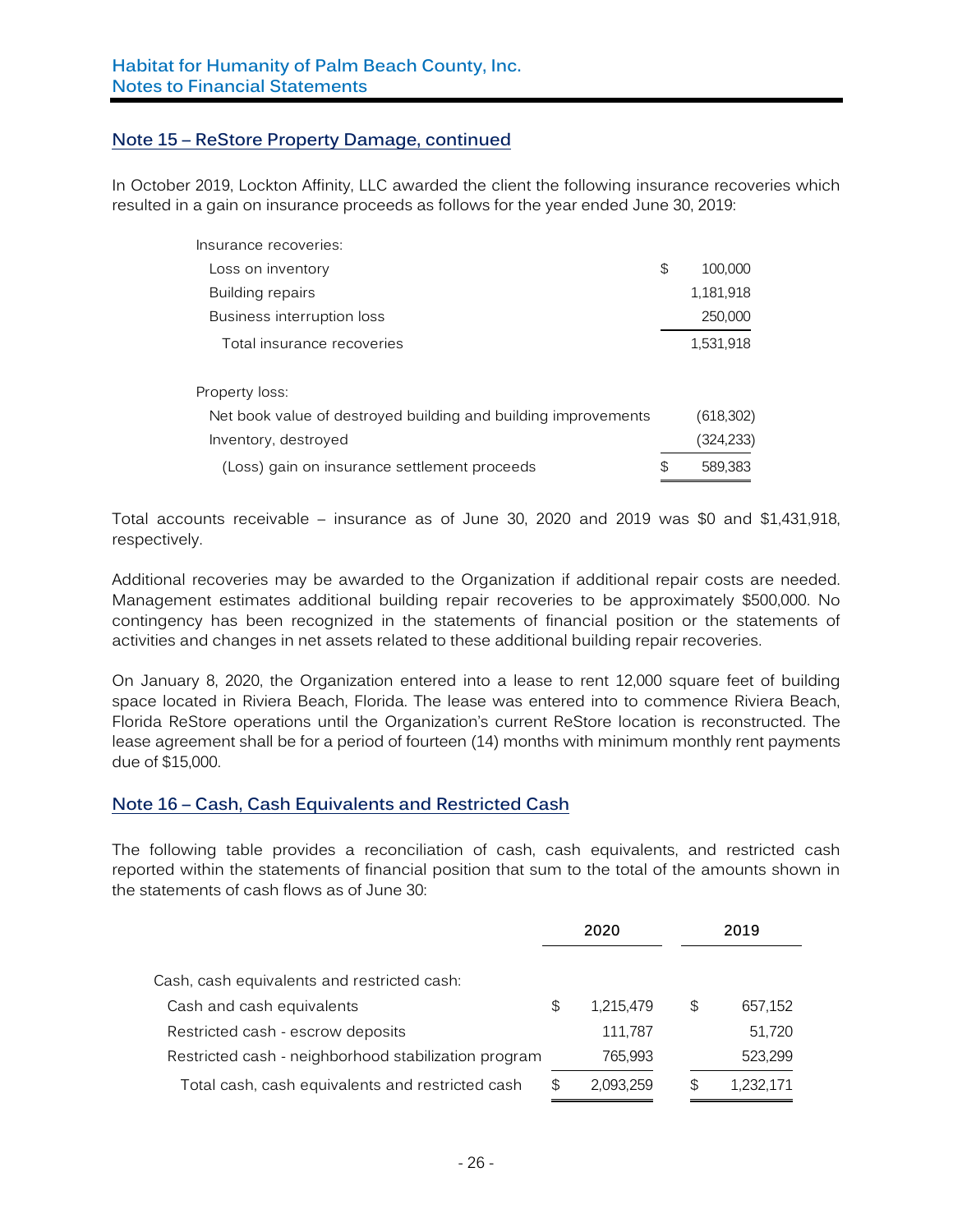## Note 15 – ReStore Property Damage, continued

In October 2019, Lockton Affinity, LLC awarded the client the following insurance recoveries which resulted in a gain on insurance proceeds as follows for the year ended June 30, 2019:

| | |
|---|---|
| Insurance recoveries: | |
| Loss on inventory | $ 100,000 |
| Building repairs | 1,181,918 |
| Business interruption loss | 250,000 |
| Total insurance recoveries | 1,531,918 |
| | |
| Property loss: | |
| Net book value of destroyed building and building improvements | (618,302) |
| Inventory, destroyed | (324,233) |
| (Loss) gain on insurance settlement proceeds | $ 589,383 |

Total accounts receivable – insurance as of June 30, 2020 and 2019 was $0 and $1,431,918, respectively.

Additional recoveries may be awarded to the Organization if additional repair costs are needed. Management estimates additional building repair recoveries to be approximately $500,000. No contingency has been recognized in the statements of financial position or the statements of activities and changes in net assets related to these additional building repair recoveries.

On January 8, 2020, the Organization entered into a lease to rent 12,000 square feet of building space located in Riviera Beach, Florida. The lease was entered into to commence Riviera Beach, Florida ReStore operations until the Organization's current ReStore location is reconstructed. The lease agreement shall be for a period of fourteen (14) months with minimum monthly rent payments due of $15,000.

## Note 16 – Cash, Cash Equivalents and Restricted Cash

The following table provides a reconciliation of cash, cash equivalents, and restricted cash reported within the statements of financial position that sum to the total of the amounts shown in the statements of cash flows as of June 30:

| | 2020 | 2019 |
|---|---|---|
| Cash, cash equivalents and restricted cash: | | |
| Cash and cash equivalents | $ 1,215,479 | $ 657,152 |
| Restricted cash - escrow deposits | 111,787 | 51,720 |
| Restricted cash - neighborhood stabilization program | 765,993 | 523,299 |
| Total cash, cash equivalents and restricted cash | $ 2,093,259 | $ 1,232,171 |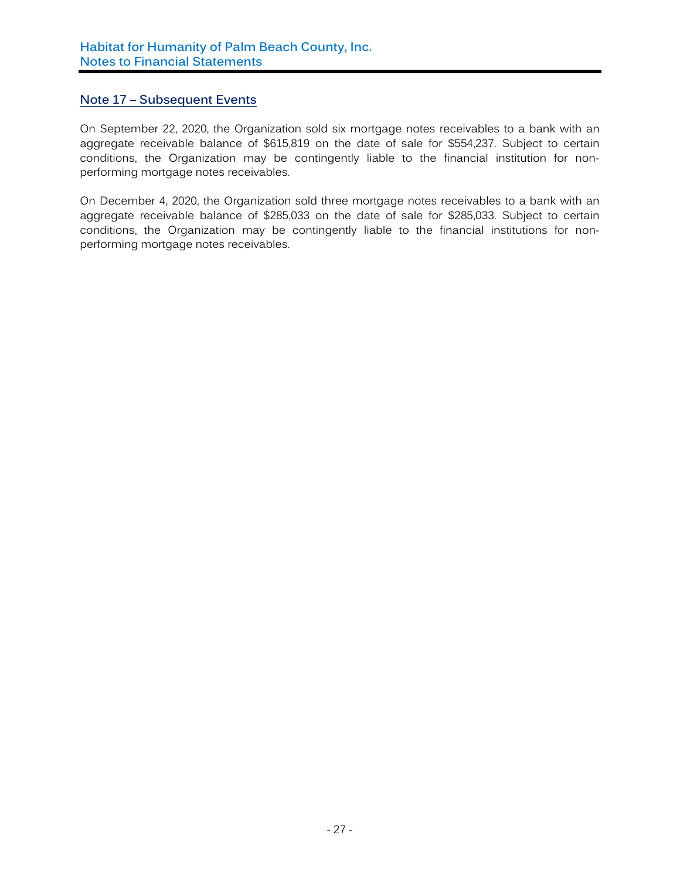## Note 17 – Subsequent Events

On September 22, 2020, the Organization sold six mortgage notes receivables to a bank with an aggregate receivable balance of $615,819 on the date of sale for $554,237. Subject to certain conditions, the Organization may be contingently liable to the financial institution for non-performing mortgage notes receivables.

On December 4, 2020, the Organization sold three mortgage notes receivables to a bank with an aggregate receivable balance of $285,033 on the date of sale for $285,033. Subject to certain conditions, the Organization may be contingently liable to the financial institutions for non-performing mortgage notes receivables.